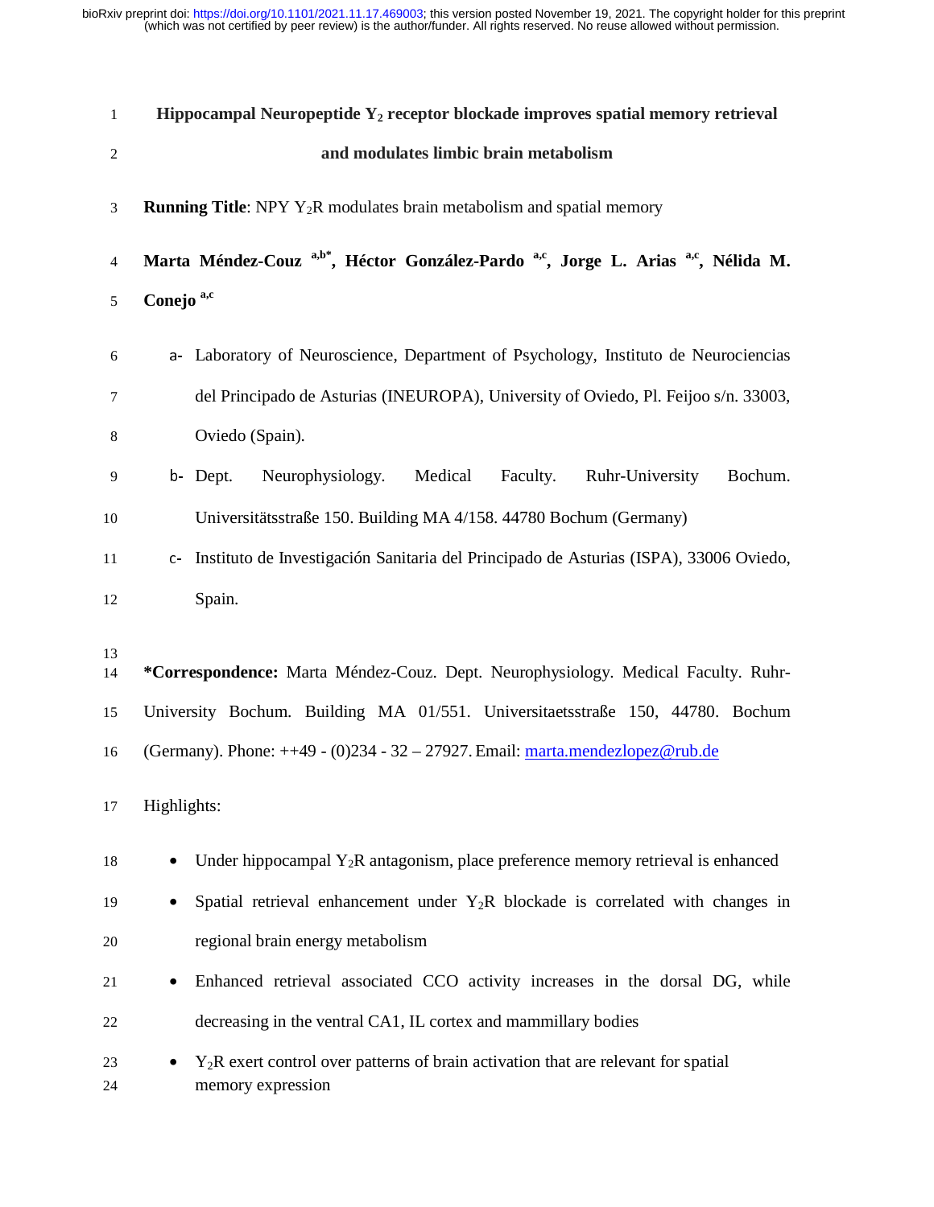# Hippocampal Neuropeptide $Y_2$ receptor blockade improves spatial memory retrieval and modulates limbic brain metabolism

**Running Title**: NPY $Y_2R$ modulates brain metabolism and spatial memory

**Marta Méndez-Couz** [a,b*], **Héctor González-Pardo** [a,c], **Jorge L. Arias** [a,c], **Nélida M. Conejo** [a,c]

a- Laboratory of Neuroscience, Department of Psychology, Instituto de Neurociencias del Principado de Asturias (INEUROPA), University of Oviedo, Pl. Feijoo s/n. 33003, Oviedo (Spain).

b- Dept. Neurophysiology. Medical Faculty. Ruhr-University Bochum. Universitätsstraße 150. Building MA 4/158. 44780 Bochum (Germany)

c- Instituto de Investigación Sanitaria del Principado de Asturias (ISPA), 33006 Oviedo, Spain.

***Correspondence:** Marta Méndez-Couz. Dept. Neurophysiology. Medical Faculty. Ruhr-University Bochum. Building MA 01/551. Universitaetsstraße 150, 44780. Bochum (Germany). Phone: ++49 - (0)234 - 32 – 27927. Email: marta.mendezlopez@rub.de

Highlights:

- Under hippocampal $Y_2R$ antagonism, place preference memory retrieval is enhanced
- Spatial retrieval enhancement under $Y_2R$ blockade is correlated with changes in regional brain energy metabolism
- Enhanced retrieval associated CCO activity increases in the dorsal DG, while decreasing in the ventral CA1, IL cortex and mammillary bodies
- $Y_2R$ exert control over patterns of brain activation that are relevant for spatial memory expression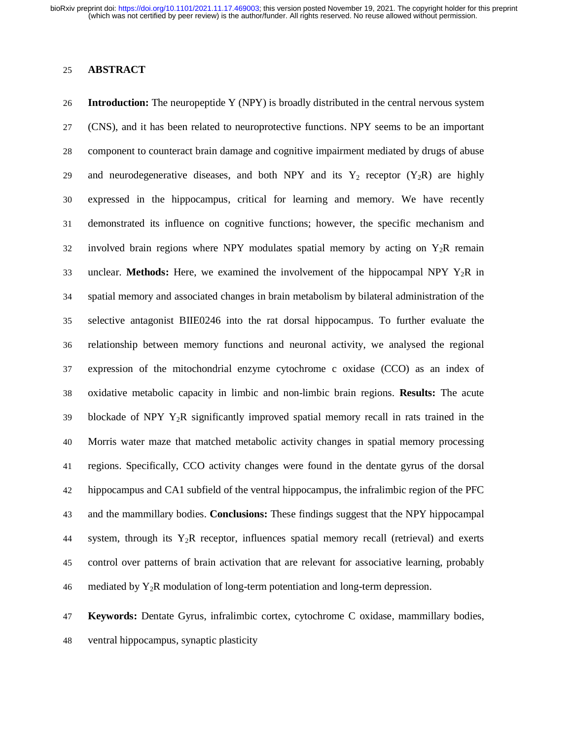## ABSTRACT

**Introduction:** The neuropeptide Y (NPY) is broadly distributed in the central nervous system (CNS), and it has been related to neuroprotective functions. NPY seems to be an important component to counteract brain damage and cognitive impairment mediated by drugs of abuse and neurodegenerative diseases, and both NPY and its $Y_2$ receptor ($Y_2R$) are highly expressed in the hippocampus, critical for learning and memory. We have recently demonstrated its influence on cognitive functions; however, the specific mechanism and involved brain regions where NPY modulates spatial memory by acting on $Y_2R$ remain unclear. **Methods:** Here, we examined the involvement of the hippocampal NPY $Y_2R$ in spatial memory and associated changes in brain metabolism by bilateral administration of the selective antagonist BIIE0246 into the rat dorsal hippocampus. To further evaluate the relationship between memory functions and neuronal activity, we analysed the regional expression of the mitochondrial enzyme cytochrome c oxidase (CCO) as an index of oxidative metabolic capacity in limbic and non-limbic brain regions. **Results:** The acute blockade of NPY $Y_2R$ significantly improved spatial memory recall in rats trained in the Morris water maze that matched metabolic activity changes in spatial memory processing regions. Specifically, CCO activity changes were found in the dentate gyrus of the dorsal hippocampus and CA1 subfield of the ventral hippocampus, the infralimbic region of the PFC and the mammillary bodies. **Conclusions:** These findings suggest that the NPY hippocampal system, through its $Y_2R$ receptor, influences spatial memory recall (retrieval) and exerts control over patterns of brain activation that are relevant for associative learning, probably mediated by $Y_2R$ modulation of long-term potentiation and long-term depression.

**Keywords:** Dentate Gyrus, infralimbic cortex, cytochrome C oxidase, mammillary bodies, ventral hippocampus, synaptic plasticity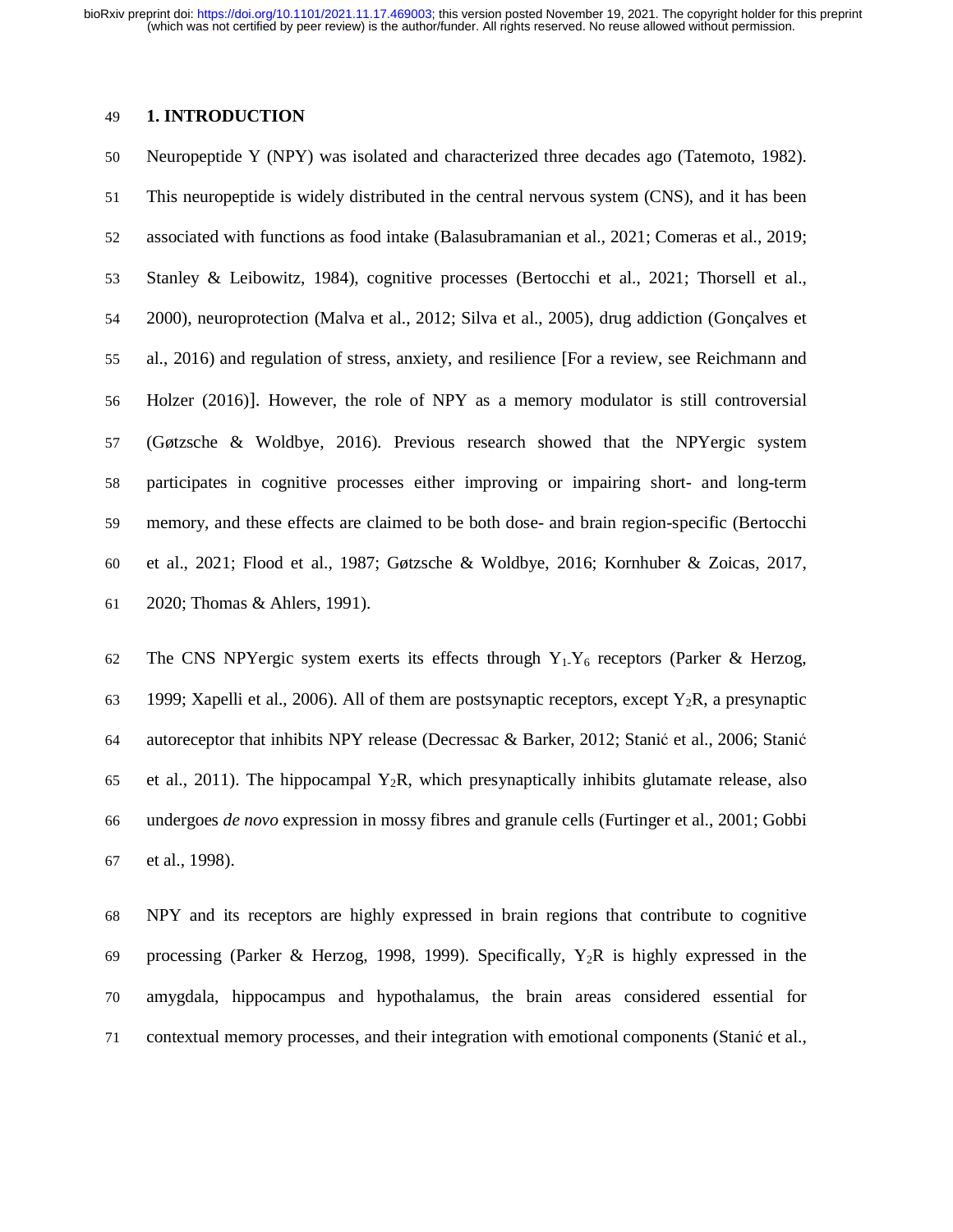## 1. INTRODUCTION

Neuropeptide Y (NPY) was isolated and characterized three decades ago (Tatemoto, 1982). This neuropeptide is widely distributed in the central nervous system (CNS), and it has been associated with functions as food intake (Balasubramanian et al., 2021; Comeras et al., 2019; Stanley & Leibowitz, 1984), cognitive processes (Bertocchi et al., 2021; Thorsell et al., 2000), neuroprotection (Malva et al., 2012; Silva et al., 2005), drug addiction (Gonçalves et al., 2016) and regulation of stress, anxiety, and resilience [For a review, see Reichmann and Holzer (2016)]. However, the role of NPY as a memory modulator is still controversial (Gøtzsche & Woldbye, 2016). Previous research showed that the NPYergic system participates in cognitive processes either improving or impairing short- and long-term memory, and these effects are claimed to be both dose- and brain region-specific (Bertocchi et al., 2021; Flood et al., 1987; Gøtzsche & Woldbye, 2016; Kornhuber & Zoicas, 2017, 2020; Thomas & Ahlers, 1991).

The CNS NPYergic system exerts its effects through $Y_1$-$Y_6$ receptors (Parker & Herzog, 1999; Xapelli et al., 2006). All of them are postsynaptic receptors, except $Y_2R$, a presynaptic autoreceptor that inhibits NPY release (Decressac & Barker, 2012; Stanić et al., 2006; Stanić et al., 2011). The hippocampal $Y_2R$, which presynaptically inhibits glutamate release, also undergoes *de novo* expression in mossy fibres and granule cells (Furtinger et al., 2001; Gobbi et al., 1998).

NPY and its receptors are highly expressed in brain regions that contribute to cognitive processing (Parker & Herzog, 1998, 1999). Specifically, $Y_2R$ is highly expressed in the amygdala, hippocampus and hypothalamus, the brain areas considered essential for contextual memory processes, and their integration with emotional components (Stanić et al.,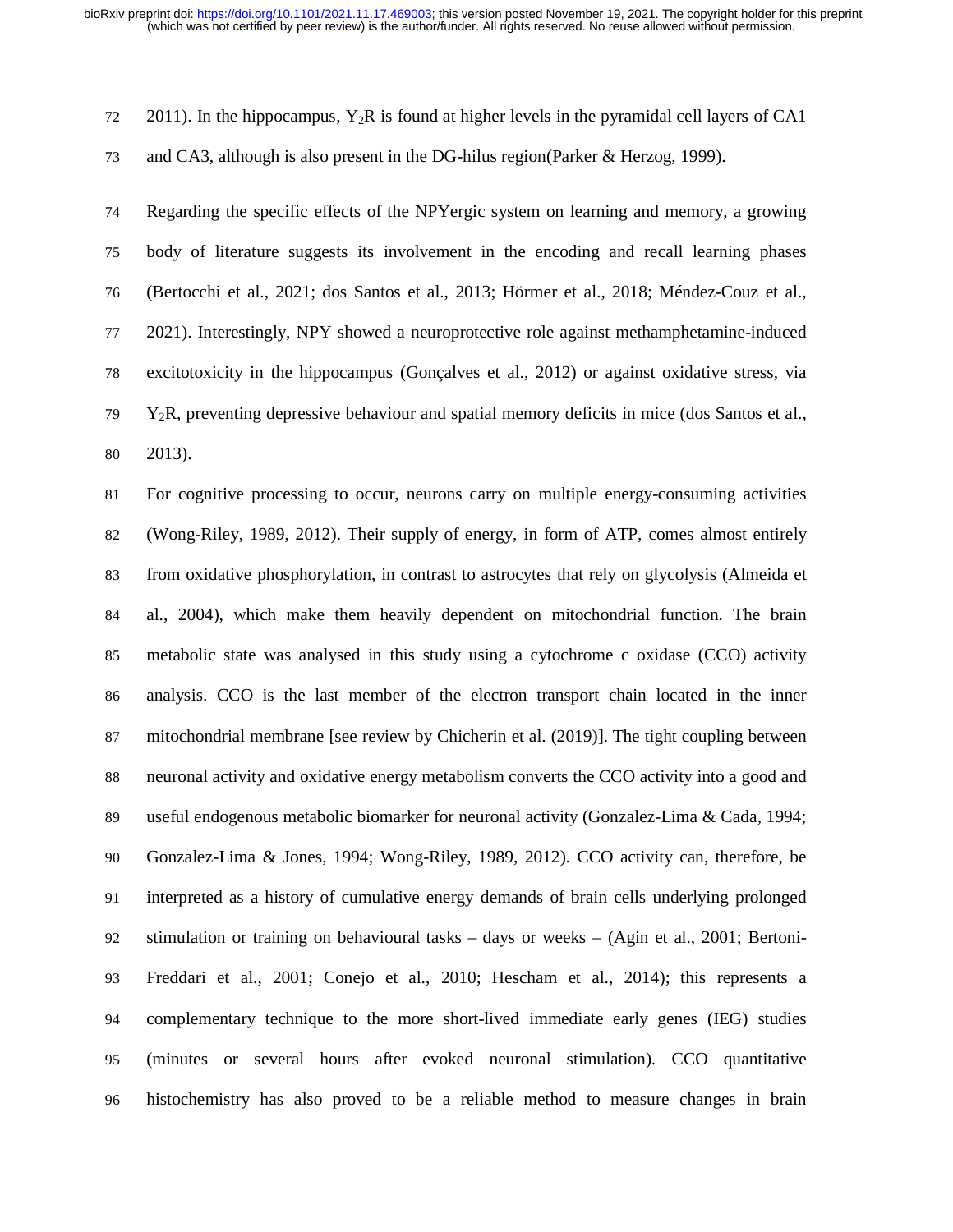2011). In the hippocampus, $Y_2R$ is found at higher levels in the pyramidal cell layers of CA1 and CA3, although is also present in the DG-hilus region(Parker & Herzog, 1999).

Regarding the specific effects of the NPYergic system on learning and memory, a growing body of literature suggests its involvement in the encoding and recall learning phases (Bertocchi et al., 2021; dos Santos et al., 2013; Hörmer et al., 2018; Méndez-Couz et al., 2021). Interestingly, NPY showed a neuroprotective role against methamphetamine-induced excitotoxicity in the hippocampus (Gonçalves et al., 2012) or against oxidative stress, via $Y_2R$, preventing depressive behaviour and spatial memory deficits in mice (dos Santos et al., 2013).

For cognitive processing to occur, neurons carry on multiple energy-consuming activities (Wong-Riley, 1989, 2012). Their supply of energy, in form of ATP, comes almost entirely from oxidative phosphorylation, in contrast to astrocytes that rely on glycolysis (Almeida et al., 2004), which make them heavily dependent on mitochondrial function. The brain metabolic state was analysed in this study using a cytochrome c oxidase (CCO) activity analysis. CCO is the last member of the electron transport chain located in the inner mitochondrial membrane [see review by Chicherin et al. (2019)]. The tight coupling between neuronal activity and oxidative energy metabolism converts the CCO activity into a good and useful endogenous metabolic biomarker for neuronal activity (Gonzalez-Lima & Cada, 1994; Gonzalez-Lima & Jones, 1994; Wong-Riley, 1989, 2012). CCO activity can, therefore, be interpreted as a history of cumulative energy demands of brain cells underlying prolonged stimulation or training on behavioural tasks – days or weeks – (Agin et al., 2001; Bertoni-Freddari et al., 2001; Conejo et al., 2010; Hescham et al., 2014); this represents a complementary technique to the more short-lived immediate early genes (IEG) studies (minutes or several hours after evoked neuronal stimulation). CCO quantitative histochemistry has also proved to be a reliable method to measure changes in brain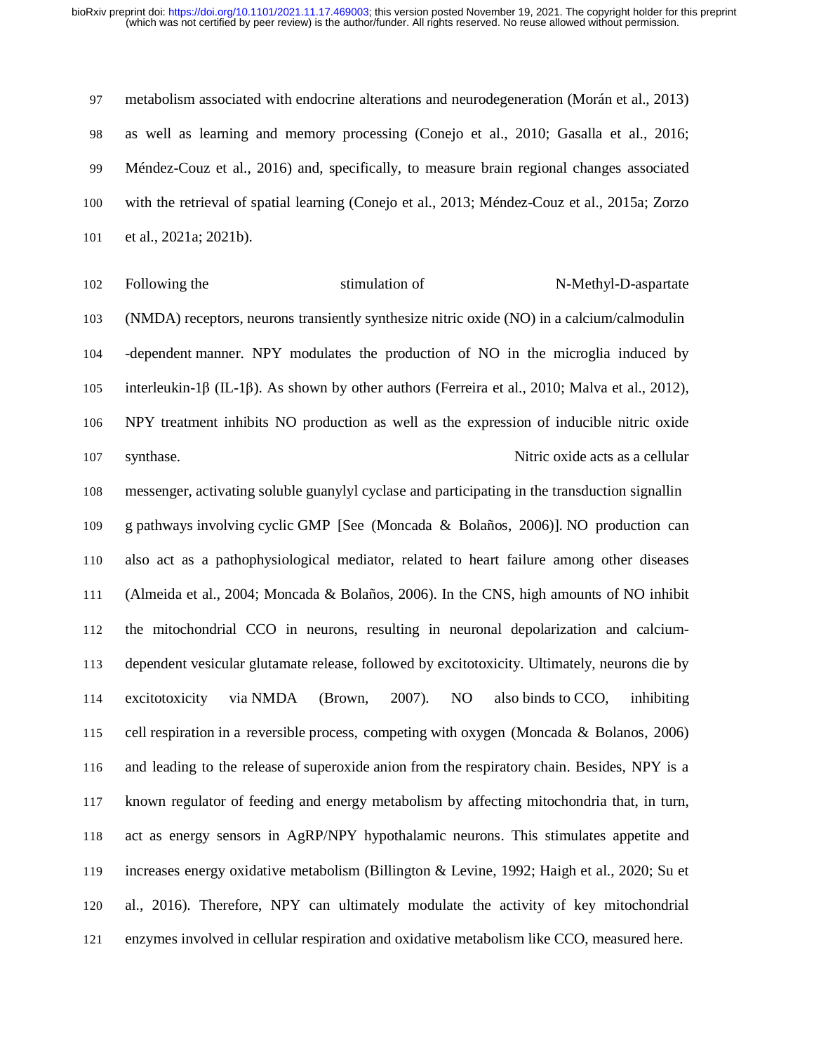metabolism associated with endocrine alterations and neurodegeneration (Morán et al., 2013) as well as learning and memory processing (Conejo et al., 2010; Gasalla et al., 2016; Méndez-Couz et al., 2016) and, specifically, to measure brain regional changes associated with the retrieval of spatial learning (Conejo et al., 2013; Méndez-Couz et al., 2015a; Zorzo et al., 2021a; 2021b).

Following the stimulation of N-Methyl-D-aspartate (NMDA) receptors, neurons transiently synthesize nitric oxide (NO) in a calcium/calmodulin-dependent manner. NPY modulates the production of NO in the microglia induced by interleukin-1β (IL-1β). As shown by other authors (Ferreira et al., 2010; Malva et al., 2012), NPY treatment inhibits NO production as well as the expression of inducible nitric oxide synthase. Nitric oxide acts as a cellular messenger, activating soluble guanylyl cyclase and participating in the transduction signalling pathways involving cyclic GMP [See (Moncada & Bolaños, 2006)]. NO production can also act as a pathophysiological mediator, related to heart failure among other diseases (Almeida et al., 2004; Moncada & Bolaños, 2006). In the CNS, high amounts of NO inhibit the mitochondrial CCO in neurons, resulting in neuronal depolarization and calcium-dependent vesicular glutamate release, followed by excitotoxicity. Ultimately, neurons die by excitotoxicity via NMDA (Brown, 2007). NO also binds to CCO, inhibiting cell respiration in a reversible process, competing with oxygen (Moncada & Bolanos, 2006) and leading to the release of superoxide anion from the respiratory chain. Besides, NPY is a known regulator of feeding and energy metabolism by affecting mitochondria that, in turn, act as energy sensors in AgRP/NPY hypothalamic neurons. This stimulates appetite and increases energy oxidative metabolism (Billington & Levine, 1992; Haigh et al., 2020; Su et al., 2016). Therefore, NPY can ultimately modulate the activity of key mitochondrial enzymes involved in cellular respiration and oxidative metabolism like CCO, measured here.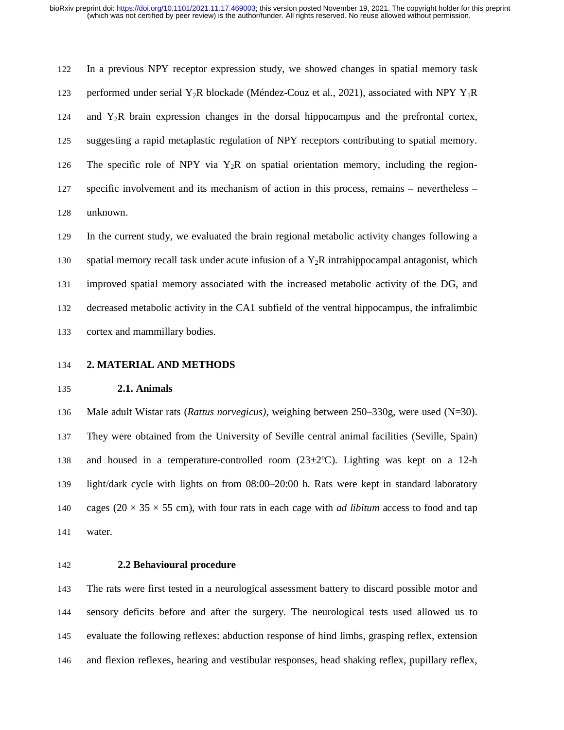In a previous NPY receptor expression study, we showed changes in spatial memory task performed under serial $Y_2$R blockade (Méndez-Couz et al., 2021), associated with NPY $Y_1$R and $Y_2$R brain expression changes in the dorsal hippocampus and the prefrontal cortex, suggesting a rapid metaplastic regulation of NPY receptors contributing to spatial memory. The specific role of NPY via $Y_2$R on spatial orientation memory, including the region-specific involvement and its mechanism of action in this process, remains – nevertheless – unknown.

In the current study, we evaluated the brain regional metabolic activity changes following a spatial memory recall task under acute infusion of a $Y_2$R intrahippocampal antagonist, which improved spatial memory associated with the increased metabolic activity of the DG, and decreased metabolic activity in the CA1 subfield of the ventral hippocampus, the infralimbic cortex and mammillary bodies.

## 2. MATERIAL AND METHODS

### 2.1. Animals

Male adult Wistar rats (*Rattus norvegicus)*, weighing between 250–330g, were used (N=30). They were obtained from the University of Seville central animal facilities (Seville, Spain) and housed in a temperature-controlled room (23±2ºC). Lighting was kept on a 12-h light/dark cycle with lights on from 08:00–20:00 h. Rats were kept in standard laboratory cages (20 × 35 × 55 cm), with four rats in each cage with *ad libitum* access to food and tap water.

### 2.2 Behavioural procedure

The rats were first tested in a neurological assessment battery to discard possible motor and sensory deficits before and after the surgery. The neurological tests used allowed us to evaluate the following reflexes: abduction response of hind limbs, grasping reflex, extension and flexion reflexes, hearing and vestibular responses, head shaking reflex, pupillary reflex,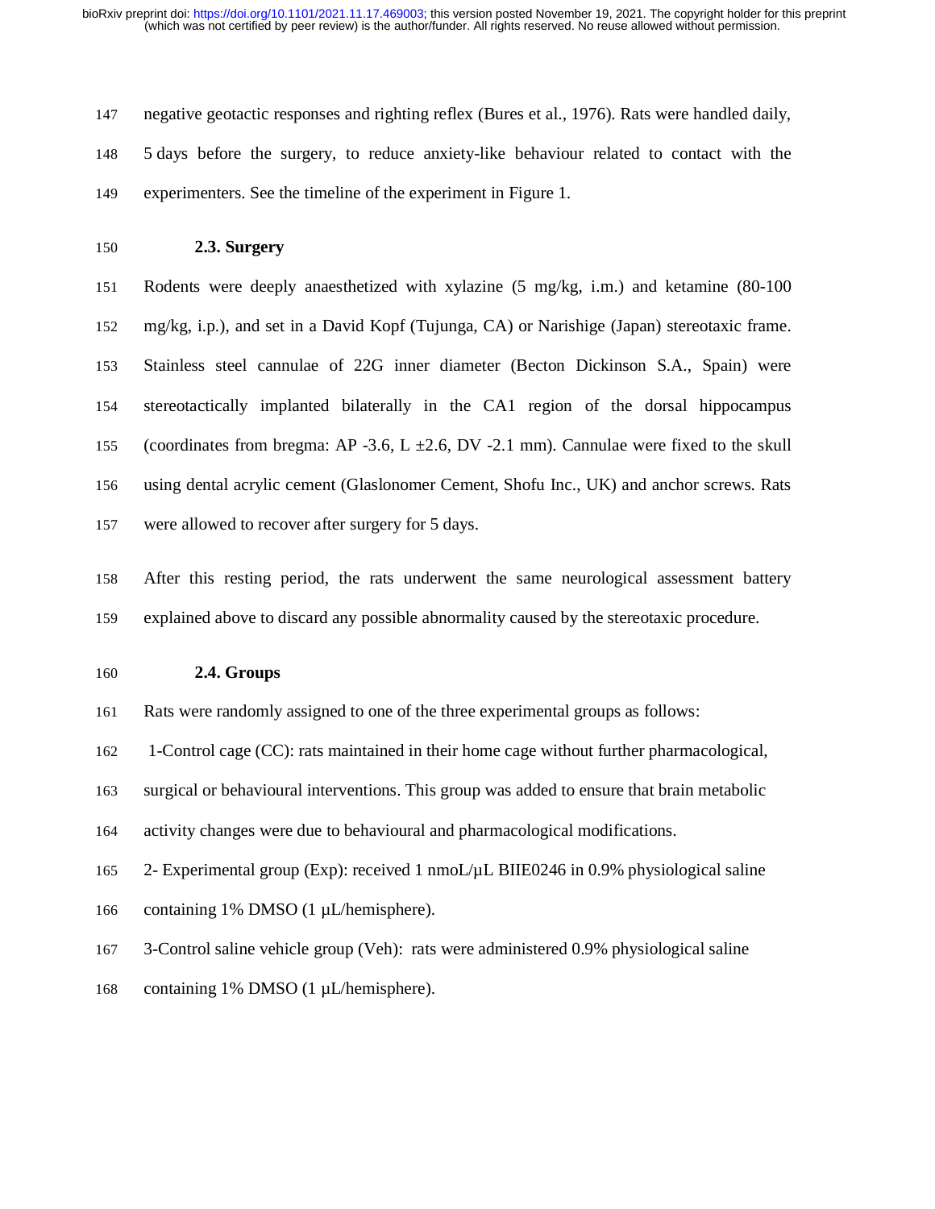negative geotactic responses and righting reflex (Bures et al., 1976). Rats were handled daily, 5 days before the surgery, to reduce anxiety-like behaviour related to contact with the experimenters. See the timeline of the experiment in Figure 1.

### 2.3. Surgery

Rodents were deeply anaesthetized with xylazine (5 mg/kg, i.m.) and ketamine (80-100 mg/kg, i.p.), and set in a David Kopf (Tujunga, CA) or Narishige (Japan) stereotaxic frame. Stainless steel cannulae of 22G inner diameter (Becton Dickinson S.A., Spain) were stereotactically implanted bilaterally in the CA1 region of the dorsal hippocampus (coordinates from bregma: AP -3.6, L ±2.6, DV -2.1 mm). Cannulae were fixed to the skull using dental acrylic cement (Glaslonomer Cement, Shofu Inc., UK) and anchor screws. Rats were allowed to recover after surgery for 5 days.

After this resting period, the rats underwent the same neurological assessment battery explained above to discard any possible abnormality caused by the stereotaxic procedure.

### 2.4. Groups

Rats were randomly assigned to one of the three experimental groups as follows:

1-Control cage (CC): rats maintained in their home cage without further pharmacological, surgical or behavioural interventions. This group was added to ensure that brain metabolic activity changes were due to behavioural and pharmacological modifications.

2- Experimental group (Exp): received 1 nmoL/µL BIIE0246 in 0.9% physiological saline containing 1% DMSO (1 µL/hemisphere).

3-Control saline vehicle group (Veh): rats were administered 0.9% physiological saline containing 1% DMSO (1 µL/hemisphere).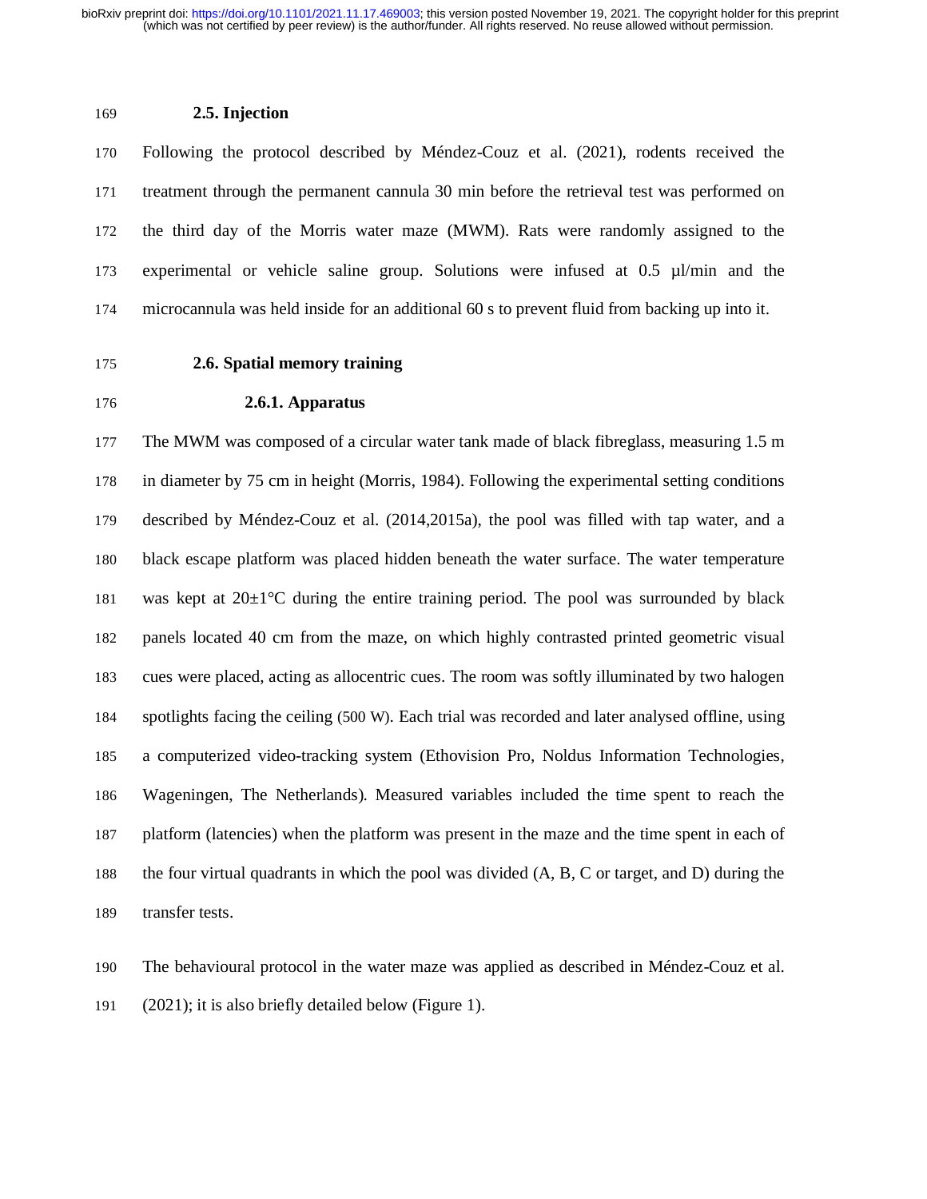### 2.5. Injection

Following the protocol described by Méndez-Couz et al. (2021), rodents received the treatment through the permanent cannula 30 min before the retrieval test was performed on the third day of the Morris water maze (MWM). Rats were randomly assigned to the experimental or vehicle saline group. Solutions were infused at 0.5 µl/min and the microcannula was held inside for an additional 60 s to prevent fluid from backing up into it.

### 2.6. Spatial memory training

#### 2.6.1. Apparatus

The MWM was composed of a circular water tank made of black fibreglass, measuring 1.5 m in diameter by 75 cm in height (Morris, 1984). Following the experimental setting conditions described by Méndez-Couz et al. (2014,2015a), the pool was filled with tap water, and a black escape platform was placed hidden beneath the water surface. The water temperature was kept at 20±1°C during the entire training period. The pool was surrounded by black panels located 40 cm from the maze, on which highly contrasted printed geometric visual cues were placed, acting as allocentric cues. The room was softly illuminated by two halogen spotlights facing the ceiling (500 W). Each trial was recorded and later analysed offline, using a computerized video-tracking system (Ethovision Pro, Noldus Information Technologies, Wageningen, The Netherlands). Measured variables included the time spent to reach the platform (latencies) when the platform was present in the maze and the time spent in each of the four virtual quadrants in which the pool was divided (A, B, C or target, and D) during the transfer tests.

The behavioural protocol in the water maze was applied as described in Méndez-Couz et al. (2021); it is also briefly detailed below (Figure 1).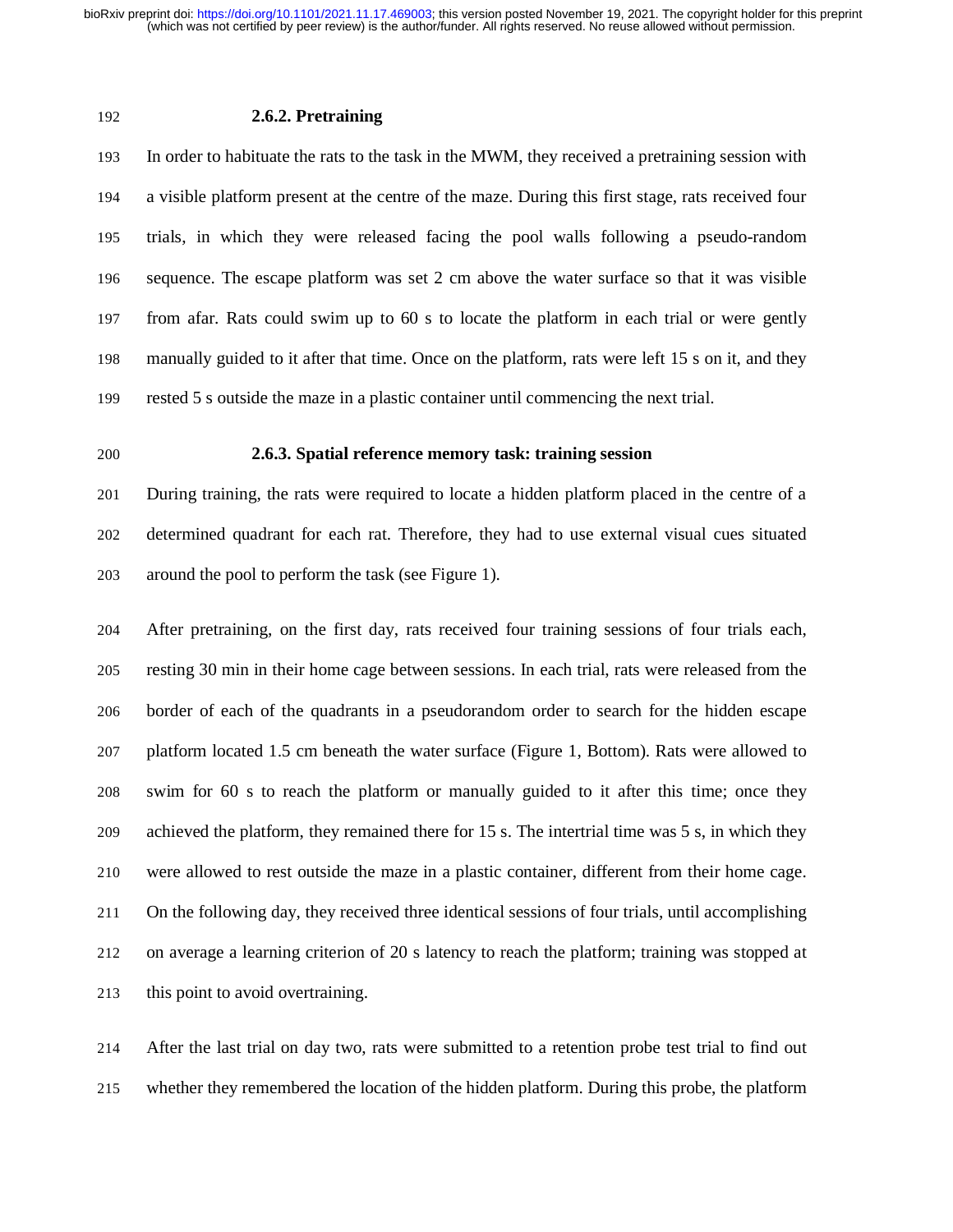### 2.6.2. Pretraining

In order to habituate the rats to the task in the MWM, they received a pretraining session with a visible platform present at the centre of the maze. During this first stage, rats received four trials, in which they were released facing the pool walls following a pseudo-random sequence. The escape platform was set 2 cm above the water surface so that it was visible from afar. Rats could swim up to 60 s to locate the platform in each trial or were gently manually guided to it after that time. Once on the platform, rats were left 15 s on it, and they rested 5 s outside the maze in a plastic container until commencing the next trial.

### 2.6.3. Spatial reference memory task: training session

During training, the rats were required to locate a hidden platform placed in the centre of a determined quadrant for each rat. Therefore, they had to use external visual cues situated around the pool to perform the task (see Figure 1).

After pretraining, on the first day, rats received four training sessions of four trials each, resting 30 min in their home cage between sessions. In each trial, rats were released from the border of each of the quadrants in a pseudorandom order to search for the hidden escape platform located 1.5 cm beneath the water surface (Figure 1, Bottom). Rats were allowed to swim for 60 s to reach the platform or manually guided to it after this time; once they achieved the platform, they remained there for 15 s. The intertrial time was 5 s, in which they were allowed to rest outside the maze in a plastic container, different from their home cage. On the following day, they received three identical sessions of four trials, until accomplishing on average a learning criterion of 20 s latency to reach the platform; training was stopped at this point to avoid overtraining.

After the last trial on day two, rats were submitted to a retention probe test trial to find out whether they remembered the location of the hidden platform. During this probe, the platform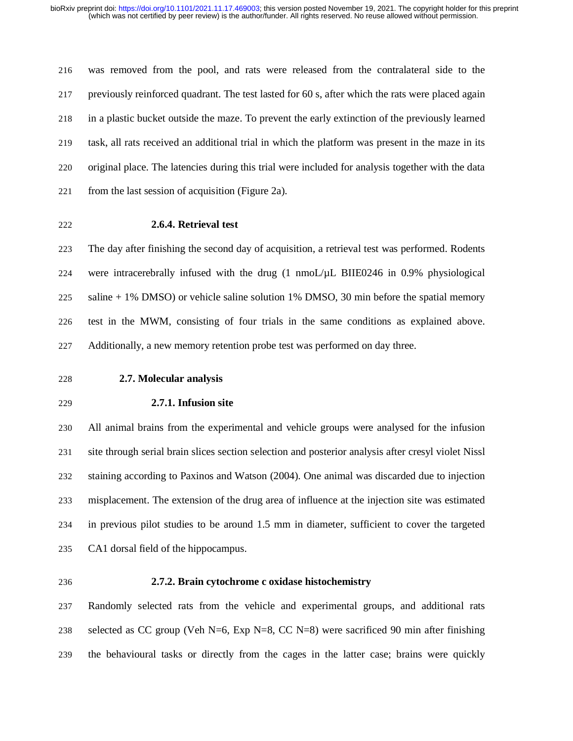was removed from the pool, and rats were released from the contralateral side to the previously reinforced quadrant. The test lasted for 60 s, after which the rats were placed again in a plastic bucket outside the maze. To prevent the early extinction of the previously learned task, all rats received an additional trial in which the platform was present in the maze in its original place. The latencies during this trial were included for analysis together with the data from the last session of acquisition (Figure 2a).

#### 2.6.4. Retrieval test

The day after finishing the second day of acquisition, a retrieval test was performed. Rodents were intracerebrally infused with the drug (1 nmoL/μL BIIE0246 in 0.9% physiological saline + 1% DMSO) or vehicle saline solution 1% DMSO, 30 min before the spatial memory test in the MWM, consisting of four trials in the same conditions as explained above. Additionally, a new memory retention probe test was performed on day three.

### 2.7. Molecular analysis

#### 2.7.1. Infusion site

All animal brains from the experimental and vehicle groups were analysed for the infusion site through serial brain slices section selection and posterior analysis after cresyl violet Nissl staining according to Paxinos and Watson (2004). One animal was discarded due to injection misplacement. The extension of the drug area of influence at the injection site was estimated in previous pilot studies to be around 1.5 mm in diameter, sufficient to cover the targeted CA1 dorsal field of the hippocampus.

#### 2.7.2. Brain cytochrome c oxidase histochemistry

Randomly selected rats from the vehicle and experimental groups, and additional rats selected as CC group (Veh N=6, Exp N=8, CC N=8) were sacrificed 90 min after finishing the behavioural tasks or directly from the cages in the latter case; brains were quickly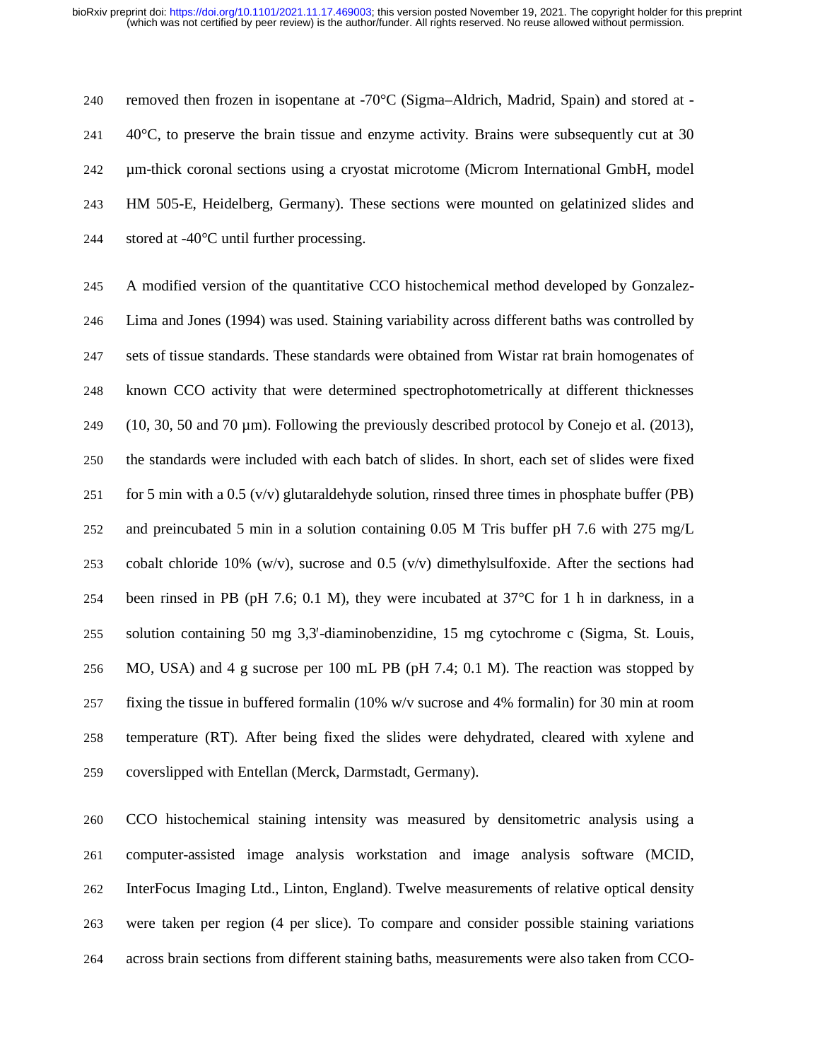removed then frozen in isopentane at -70°C (Sigma–Aldrich, Madrid, Spain) and stored at -40°C, to preserve the brain tissue and enzyme activity. Brains were subsequently cut at 30 µm-thick coronal sections using a cryostat microtome (Microm International GmbH, model HM 505-E, Heidelberg, Germany). These sections were mounted on gelatinized slides and stored at -40°C until further processing.

A modified version of the quantitative CCO histochemical method developed by Gonzalez-Lima and Jones (1994) was used. Staining variability across different baths was controlled by sets of tissue standards. These standards were obtained from Wistar rat brain homogenates of known CCO activity that were determined spectrophotometrically at different thicknesses (10, 30, 50 and 70 µm). Following the previously described protocol by Conejo et al. (2013), the standards were included with each batch of slides. In short, each set of slides were fixed for 5 min with a 0.5 (v/v) glutaraldehyde solution, rinsed three times in phosphate buffer (PB) and preincubated 5 min in a solution containing 0.05 M Tris buffer pH 7.6 with 275 mg/L cobalt chloride 10% (w/v), sucrose and 0.5 (v/v) dimethylsulfoxide. After the sections had been rinsed in PB (pH 7.6; 0.1 M), they were incubated at 37°C for 1 h in darkness, in a solution containing 50 mg 3,3′-diaminobenzidine, 15 mg cytochrome c (Sigma, St. Louis, MO, USA) and 4 g sucrose per 100 mL PB (pH 7.4; 0.1 M). The reaction was stopped by fixing the tissue in buffered formalin (10% w/v sucrose and 4% formalin) for 30 min at room temperature (RT). After being fixed the slides were dehydrated, cleared with xylene and coverslipped with Entellan (Merck, Darmstadt, Germany).

CCO histochemical staining intensity was measured by densitometric analysis using a computer-assisted image analysis workstation and image analysis software (MCID, InterFocus Imaging Ltd., Linton, England). Twelve measurements of relative optical density were taken per region (4 per slice). To compare and consider possible staining variations across brain sections from different staining baths, measurements were also taken from CCO-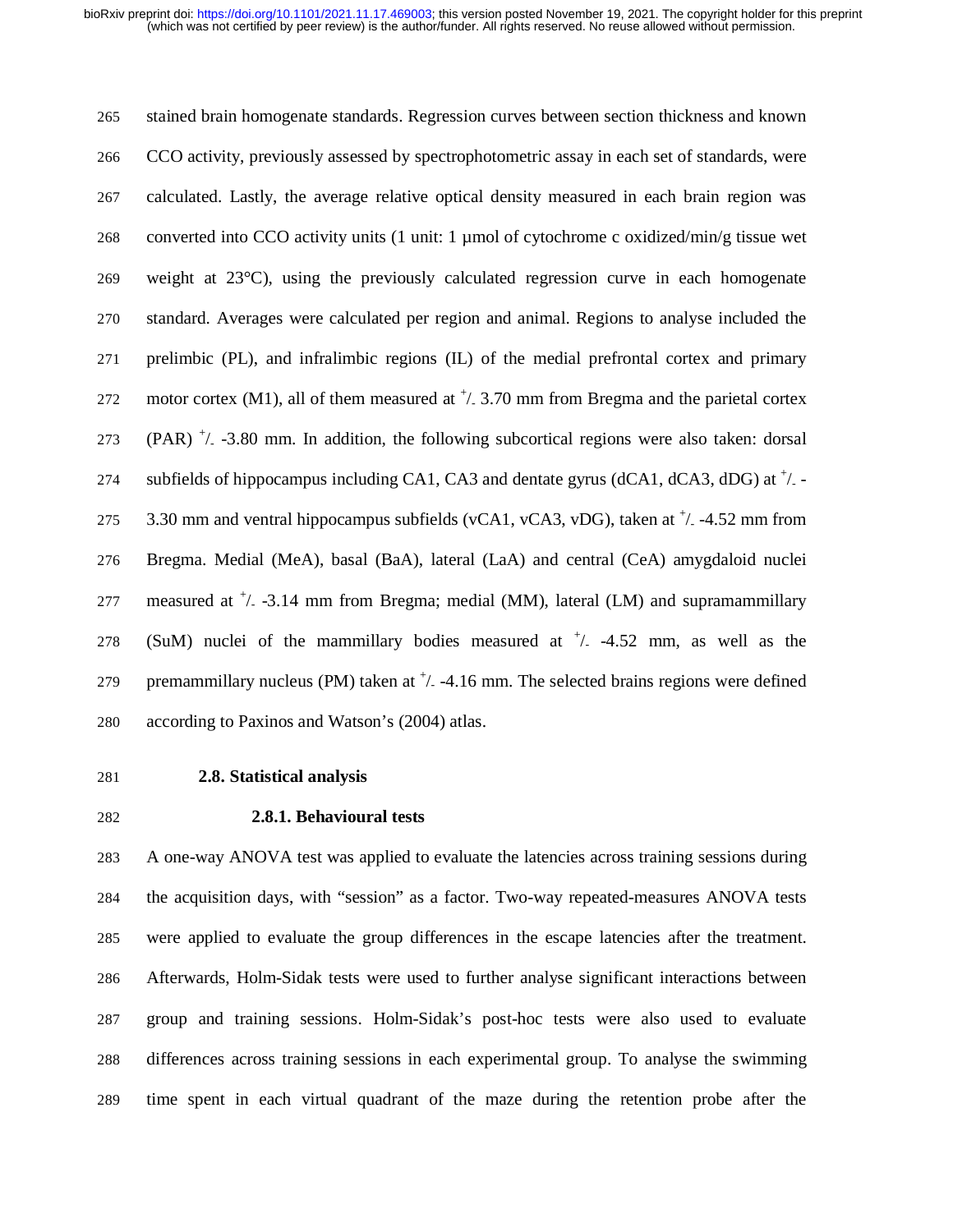stained brain homogenate standards. Regression curves between section thickness and known CCO activity, previously assessed by spectrophotometric assay in each set of standards, were calculated. Lastly, the average relative optical density measured in each brain region was converted into CCO activity units (1 unit: 1 μmol of cytochrome c oxidized/min/g tissue wet weight at 23°C), using the previously calculated regression curve in each homogenate standard. Averages were calculated per region and animal. Regions to analyse included the prelimbic (PL), and infralimbic regions (IL) of the medial prefrontal cortex and primary motor cortex (M1), all of them measured at $^{+}/_{-}$ 3.70 mm from Bregma and the parietal cortex (PAR) $^{+}/_{-}$ -3.80 mm. In addition, the following subcortical regions were also taken: dorsal subfields of hippocampus including CA1, CA3 and dentate gyrus (dCA1, dCA3, dDG) at $^{+}/_{-}$ -3.30 mm and ventral hippocampus subfields (vCA1, vCA3, vDG), taken at $^{+}/_{-}$ -4.52 mm from Bregma. Medial (MeA), basal (BaA), lateral (LaA) and central (CeA) amygdaloid nuclei measured at $^{+}/_{-}$ -3.14 mm from Bregma; medial (MM), lateral (LM) and supramammillary (SuM) nuclei of the mammillary bodies measured at $^{+}/_{-}$ -4.52 mm, as well as the premammillary nucleus (PM) taken at $^{+}/_{-}$ -4.16 mm. The selected brains regions were defined according to Paxinos and Watson's (2004) atlas.

## 2.8. Statistical analysis

### 2.8.1. Behavioural tests

A one-way ANOVA test was applied to evaluate the latencies across training sessions during the acquisition days, with "session" as a factor. Two-way repeated-measures ANOVA tests were applied to evaluate the group differences in the escape latencies after the treatment. Afterwards, Holm-Sidak tests were used to further analyse significant interactions between group and training sessions. Holm-Sidak's post-hoc tests were also used to evaluate differences across training sessions in each experimental group. To analyse the swimming time spent in each virtual quadrant of the maze during the retention probe after the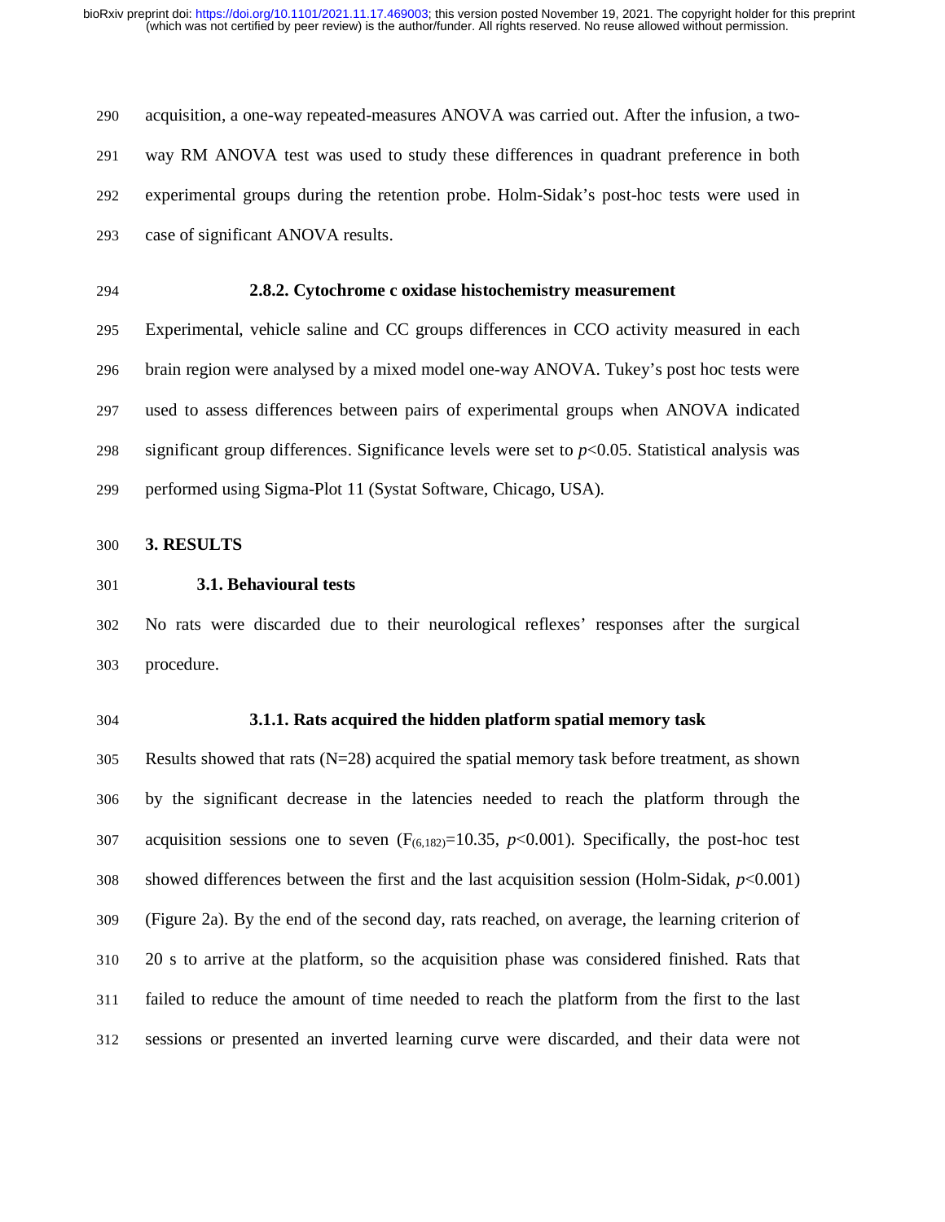acquisition, a one-way repeated-measures ANOVA was carried out. After the infusion, a two-way RM ANOVA test was used to study these differences in quadrant preference in both experimental groups during the retention probe. Holm-Sidak's post-hoc tests were used in case of significant ANOVA results.

### 2.8.2. Cytochrome c oxidase histochemistry measurement

Experimental, vehicle saline and CC groups differences in CCO activity measured in each brain region were analysed by a mixed model one-way ANOVA. Tukey's post hoc tests were used to assess differences between pairs of experimental groups when ANOVA indicated significant group differences. Significance levels were set to $p<0.05$. Statistical analysis was performed using Sigma-Plot 11 (Systat Software, Chicago, USA).

# 3. RESULTS

## 3.1. Behavioural tests

No rats were discarded due to their neurological reflexes' responses after the surgical procedure.

### 3.1.1. Rats acquired the hidden platform spatial memory task

Results showed that rats (N=28) acquired the spatial memory task before treatment, as shown by the significant decrease in the latencies needed to reach the platform through the acquisition sessions one to seven ($F_{(6,182)}=10.35$, $p<0.001$). Specifically, the post-hoc test showed differences between the first and the last acquisition session (Holm-Sidak, $p<0.001$) (Figure 2a). By the end of the second day, rats reached, on average, the learning criterion of 20 s to arrive at the platform, so the acquisition phase was considered finished. Rats that failed to reduce the amount of time needed to reach the platform from the first to the last sessions or presented an inverted learning curve were discarded, and their data were not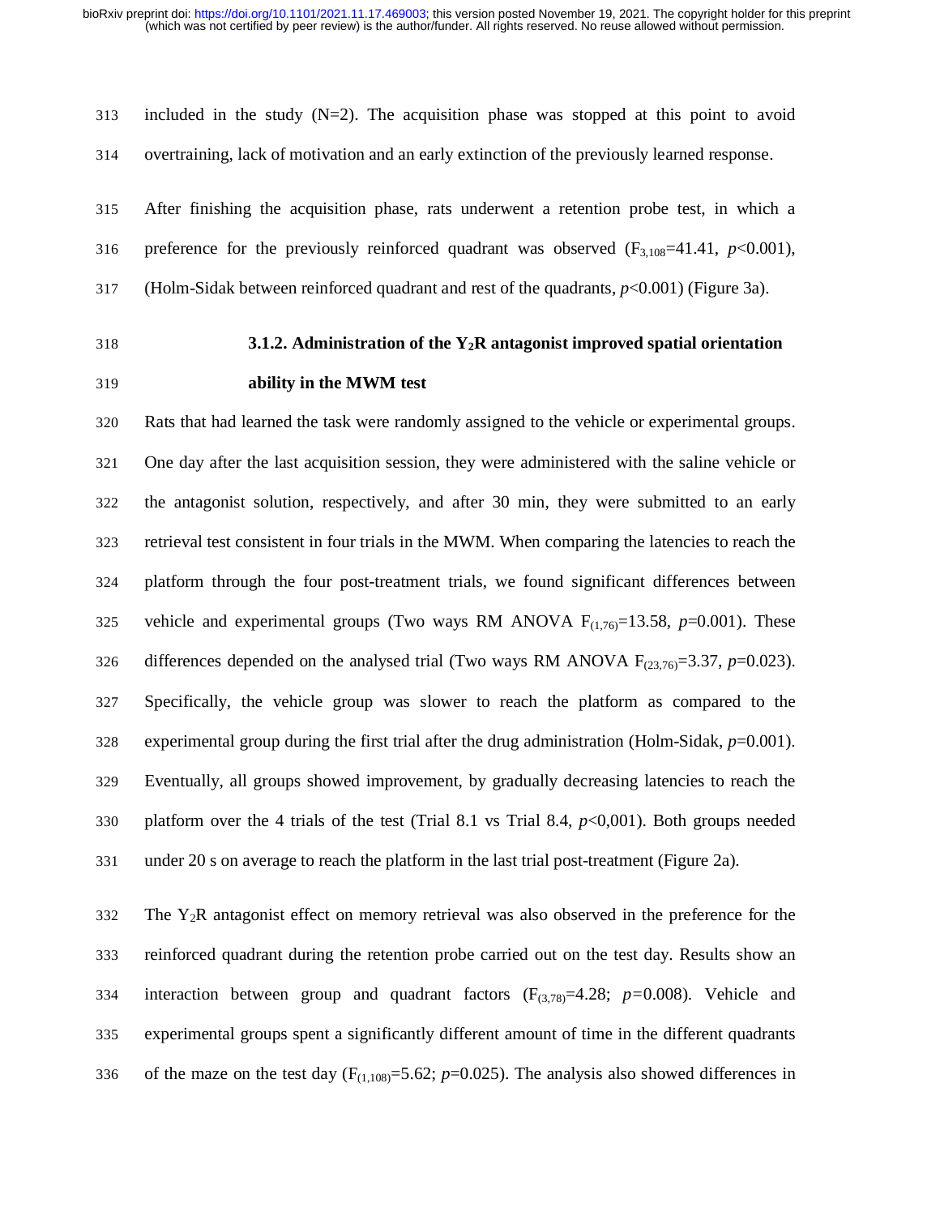included in the study (N=2). The acquisition phase was stopped at this point to avoid overtraining, lack of motivation and an early extinction of the previously learned response.

After finishing the acquisition phase, rats underwent a retention probe test, in which a preference for the previously reinforced quadrant was observed ($F_{3,108}$=41.41, $p$<0.001), (Holm-Sidak between reinforced quadrant and rest of the quadrants, $p$<0.001) (Figure 3a).

### 3.1.2. Administration of the $Y_2$R antagonist improved spatial orientation ability in the MWM test

Rats that had learned the task were randomly assigned to the vehicle or experimental groups. One day after the last acquisition session, they were administered with the saline vehicle or the antagonist solution, respectively, and after 30 min, they were submitted to an early retrieval test consistent in four trials in the MWM. When comparing the latencies to reach the platform through the four post-treatment trials, we found significant differences between vehicle and experimental groups (Two ways RM ANOVA $F_{(1,76)}$=13.58, $p$=0.001). These differences depended on the analysed trial (Two ways RM ANOVA $F_{(23,76)}$=3.37, $p$=0.023). Specifically, the vehicle group was slower to reach the platform as compared to the experimental group during the first trial after the drug administration (Holm-Sidak, $p$=0.001). Eventually, all groups showed improvement, by gradually decreasing latencies to reach the platform over the 4 trials of the test (Trial 8.1 vs Trial 8.4, $p$<0,001). Both groups needed under 20 s on average to reach the platform in the last trial post-treatment (Figure 2a).

The $Y_2$R antagonist effect on memory retrieval was also observed in the preference for the reinforced quadrant during the retention probe carried out on the test day. Results show an interaction between group and quadrant factors ($F_{(3,78)}$=4.28; $p$=0.008). Vehicle and experimental groups spent a significantly different amount of time in the different quadrants of the maze on the test day ($F_{(1,108)}$=5.62; $p$=0.025). The analysis also showed differences in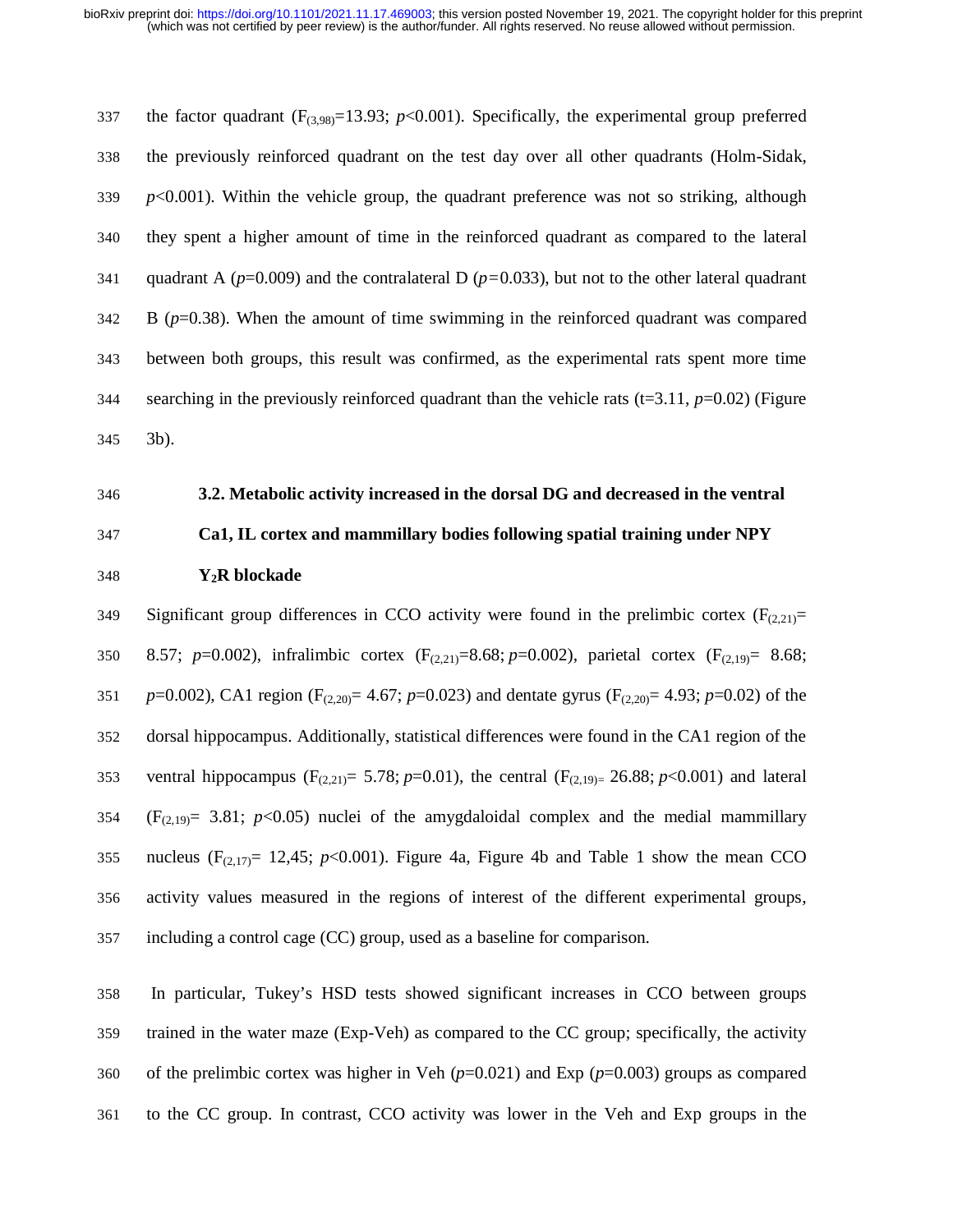the factor quadrant ($F_{(3,98)}$=13.93; $p$<0.001). Specifically, the experimental group preferred the previously reinforced quadrant on the test day over all other quadrants (Holm-Sidak, $p$<0.001). Within the vehicle group, the quadrant preference was not so striking, although they spent a higher amount of time in the reinforced quadrant as compared to the lateral quadrant A ($p$=0.009) and the contralateral D ($p$=0.033), but not to the other lateral quadrant B ($p$=0.38). When the amount of time swimming in the reinforced quadrant was compared between both groups, this result was confirmed, as the experimental rats spent more time searching in the previously reinforced quadrant than the vehicle rats (t=3.11, $p$=0.02) (Figure 3b).

### 3.2. Metabolic activity increased in the dorsal DG and decreased in the ventral Ca1, IL cortex and mammillary bodies following spatial training under NPY $Y_2$R blockade

Significant group differences in CCO activity were found in the prelimbic cortex ($F_{(2,21)}$= 8.57; $p$=0.002), infralimbic cortex ($F_{(2,21)}$=8.68; $p$=0.002), parietal cortex ($F_{(2,19)}$= 8.68; $p$=0.002), CA1 region ($F_{(2,20)}$= 4.67; $p$=0.023) and dentate gyrus ($F_{(2,20)}$= 4.93; $p$=0.02) of the dorsal hippocampus. Additionally, statistical differences were found in the CA1 region of the ventral hippocampus ($F_{(2,21)}$= 5.78; $p$=0.01), the central ($F_{(2,19)}$= 26.88; $p$<0.001) and lateral ($F_{(2,19)}$= 3.81; $p$<0.05) nuclei of the amygdaloidal complex and the medial mammillary nucleus ($F_{(2,17)}$= 12,45; $p$<0.001). Figure 4a, Figure 4b and Table 1 show the mean CCO activity values measured in the regions of interest of the different experimental groups, including a control cage (CC) group, used as a baseline for comparison.

In particular, Tukey's HSD tests showed significant increases in CCO between groups trained in the water maze (Exp-Veh) as compared to the CC group; specifically, the activity of the prelimbic cortex was higher in Veh ($p$=0.021) and Exp ($p$=0.003) groups as compared to the CC group. In contrast, CCO activity was lower in the Veh and Exp groups in the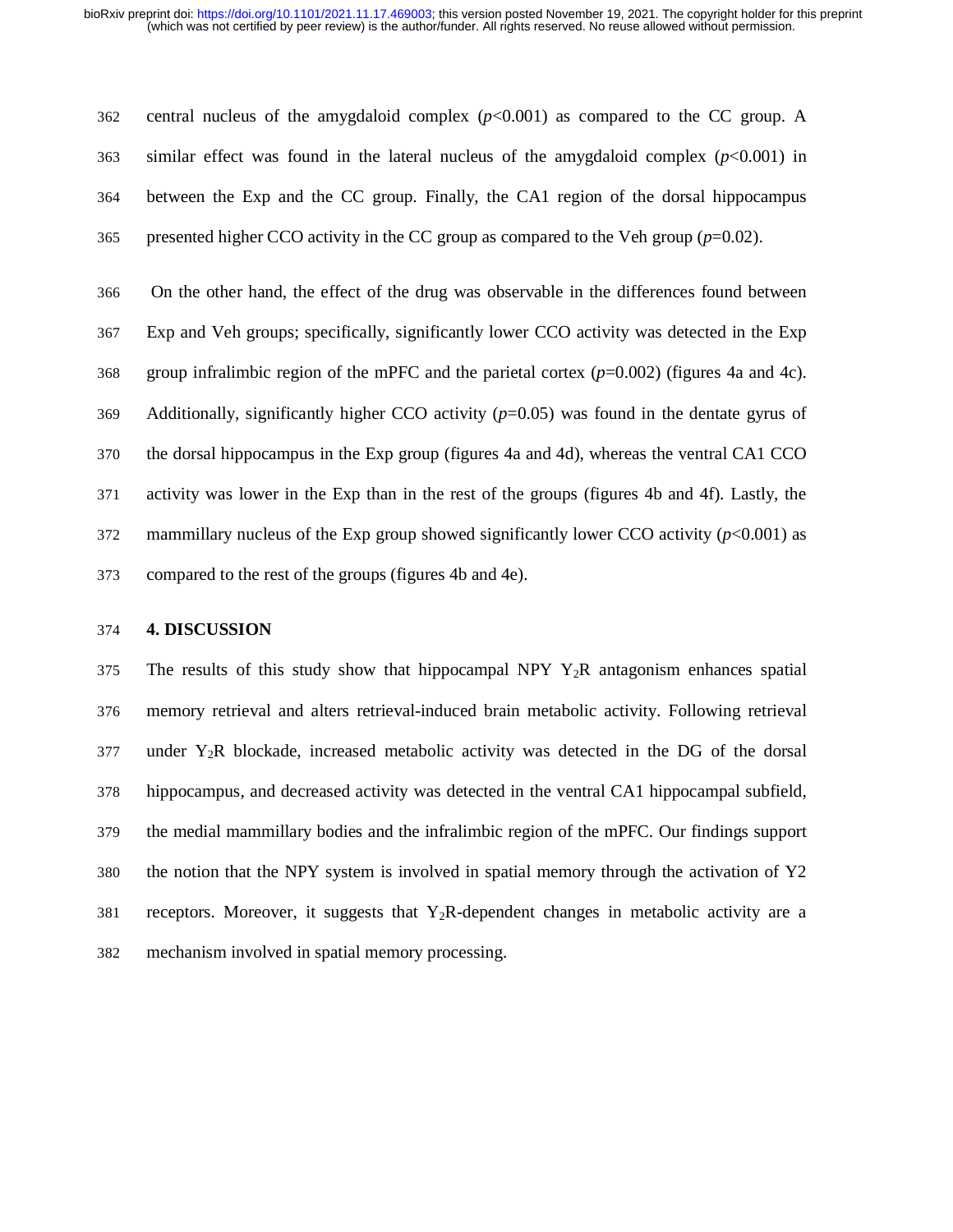central nucleus of the amygdaloid complex ($p<0.001$) as compared to the CC group. A similar effect was found in the lateral nucleus of the amygdaloid complex ($p<0.001$) in between the Exp and the CC group. Finally, the CA1 region of the dorsal hippocampus presented higher CCO activity in the CC group as compared to the Veh group ($p=0.02$).

On the other hand, the effect of the drug was observable in the differences found between Exp and Veh groups; specifically, significantly lower CCO activity was detected in the Exp group infralimbic region of the mPFC and the parietal cortex ($p=0.002$) (figures 4a and 4c). Additionally, significantly higher CCO activity ($p=0.05$) was found in the dentate gyrus of the dorsal hippocampus in the Exp group (figures 4a and 4d), whereas the ventral CA1 CCO activity was lower in the Exp than in the rest of the groups (figures 4b and 4f). Lastly, the mammillary nucleus of the Exp group showed significantly lower CCO activity ($p<0.001$) as compared to the rest of the groups (figures 4b and 4e).

## 4. DISCUSSION

The results of this study show that hippocampal NPY $Y_2R$ antagonism enhances spatial memory retrieval and alters retrieval-induced brain metabolic activity. Following retrieval under $Y_2R$ blockade, increased metabolic activity was detected in the DG of the dorsal hippocampus, and decreased activity was detected in the ventral CA1 hippocampal subfield, the medial mammillary bodies and the infralimbic region of the mPFC. Our findings support the notion that the NPY system is involved in spatial memory through the activation of Y2 receptors. Moreover, it suggests that $Y_2R$-dependent changes in metabolic activity are a mechanism involved in spatial memory processing.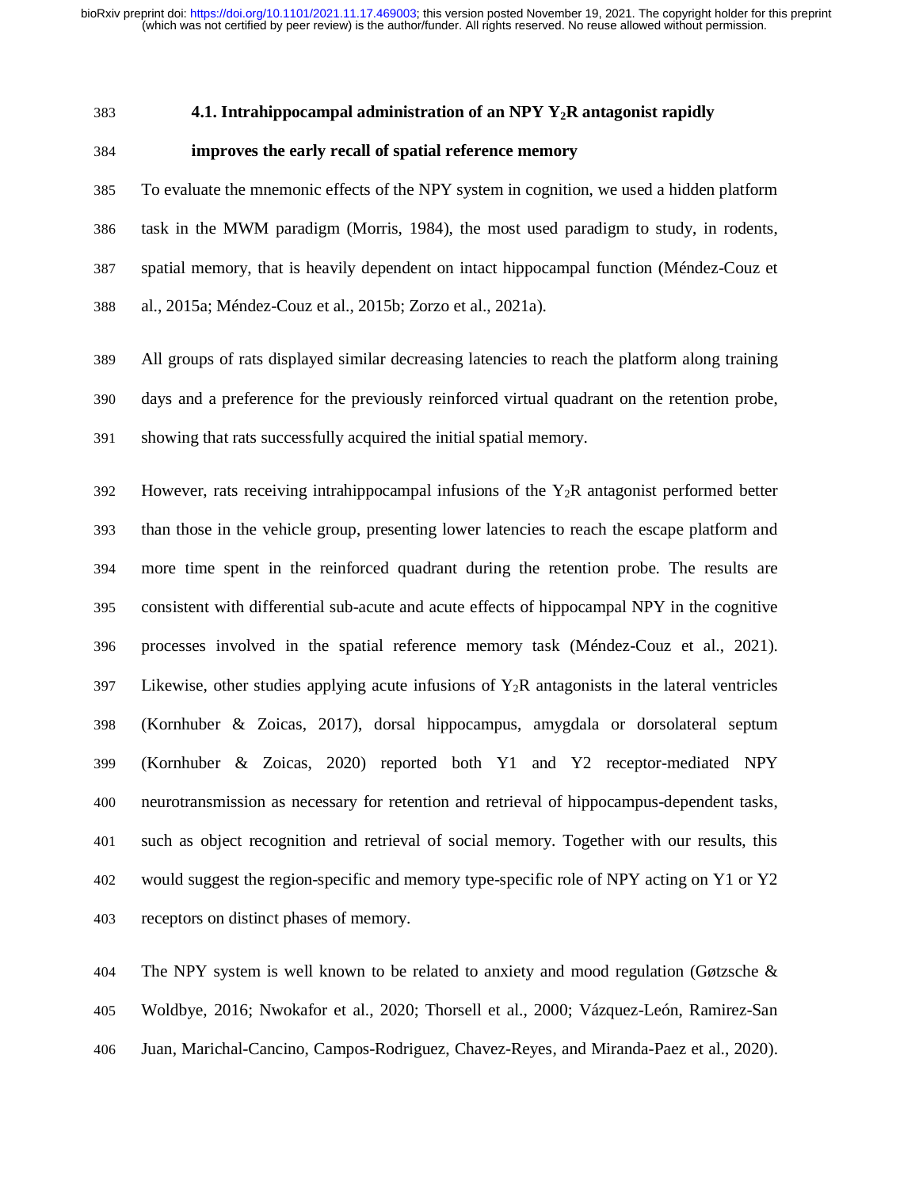### 4.1. Intrahippocampal administration of an NPY $Y_2R$ antagonist rapidly improves the early recall of spatial reference memory

To evaluate the mnemonic effects of the NPY system in cognition, we used a hidden platform task in the MWM paradigm (Morris, 1984), the most used paradigm to study, in rodents, spatial memory, that is heavily dependent on intact hippocampal function (Méndez-Couz et al., 2015a; Méndez-Couz et al., 2015b; Zorzo et al., 2021a).

All groups of rats displayed similar decreasing latencies to reach the platform along training days and a preference for the previously reinforced virtual quadrant on the retention probe, showing that rats successfully acquired the initial spatial memory.

However, rats receiving intrahippocampal infusions of the $Y_2R$ antagonist performed better than those in the vehicle group, presenting lower latencies to reach the escape platform and more time spent in the reinforced quadrant during the retention probe. The results are consistent with differential sub-acute and acute effects of hippocampal NPY in the cognitive processes involved in the spatial reference memory task (Méndez-Couz et al., 2021). Likewise, other studies applying acute infusions of $Y_2R$ antagonists in the lateral ventricles (Kornhuber & Zoicas, 2017), dorsal hippocampus, amygdala or dorsolateral septum (Kornhuber & Zoicas, 2020) reported both Y1 and Y2 receptor-mediated NPY neurotransmission as necessary for retention and retrieval of hippocampus-dependent tasks, such as object recognition and retrieval of social memory. Together with our results, this would suggest the region-specific and memory type-specific role of NPY acting on Y1 or Y2 receptors on distinct phases of memory.

The NPY system is well known to be related to anxiety and mood regulation (Gøtzsche & Woldbye, 2016; Nwokafor et al., 2020; Thorsell et al., 2000; Vázquez-León, Ramirez-San Juan, Marichal-Cancino, Campos-Rodriguez, Chavez-Reyes, and Miranda-Paez et al., 2020).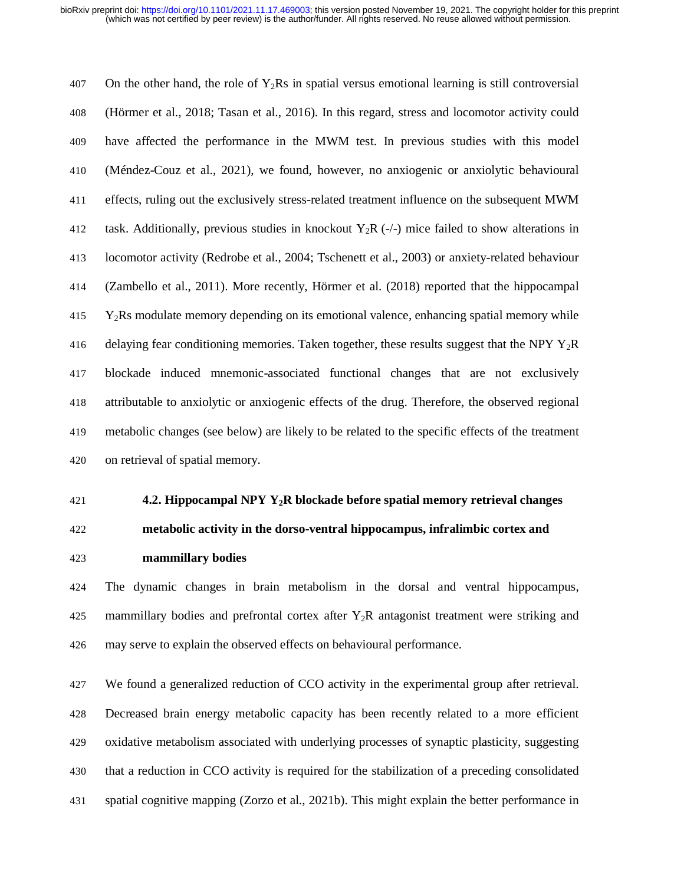On the other hand, the role of $Y_2$Rs in spatial versus emotional learning is still controversial (Hörmer et al., 2018; Tasan et al., 2016). In this regard, stress and locomotor activity could have affected the performance in the MWM test. In previous studies with this model (Méndez-Couz et al., 2021), we found, however, no anxiogenic or anxiolytic behavioural effects, ruling out the exclusively stress-related treatment influence on the subsequent MWM task. Additionally, previous studies in knockout $Y_2$R (-/-) mice failed to show alterations in locomotor activity (Redrobe et al., 2004; Tschenett et al., 2003) or anxiety-related behaviour (Zambello et al., 2011). More recently, Hörmer et al. (2018) reported that the hippocampal $Y_2$Rs modulate memory depending on its emotional valence, enhancing spatial memory while delaying fear conditioning memories. Taken together, these results suggest that the NPY $Y_2$R blockade induced mnemonic-associated functional changes that are not exclusively attributable to anxiolytic or anxiogenic effects of the drug. Therefore, the observed regional metabolic changes (see below) are likely to be related to the specific effects of the treatment on retrieval of spatial memory.

### 4.2. Hippocampal NPY $Y_2$R blockade before spatial memory retrieval changes metabolic activity in the dorso-ventral hippocampus, infralimbic cortex and mammillary bodies

The dynamic changes in brain metabolism in the dorsal and ventral hippocampus, mammillary bodies and prefrontal cortex after $Y_2$R antagonist treatment were striking and may serve to explain the observed effects on behavioural performance.

We found a generalized reduction of CCO activity in the experimental group after retrieval. Decreased brain energy metabolic capacity has been recently related to a more efficient oxidative metabolism associated with underlying processes of synaptic plasticity, suggesting that a reduction in CCO activity is required for the stabilization of a preceding consolidated spatial cognitive mapping (Zorzo et al., 2021b). This might explain the better performance in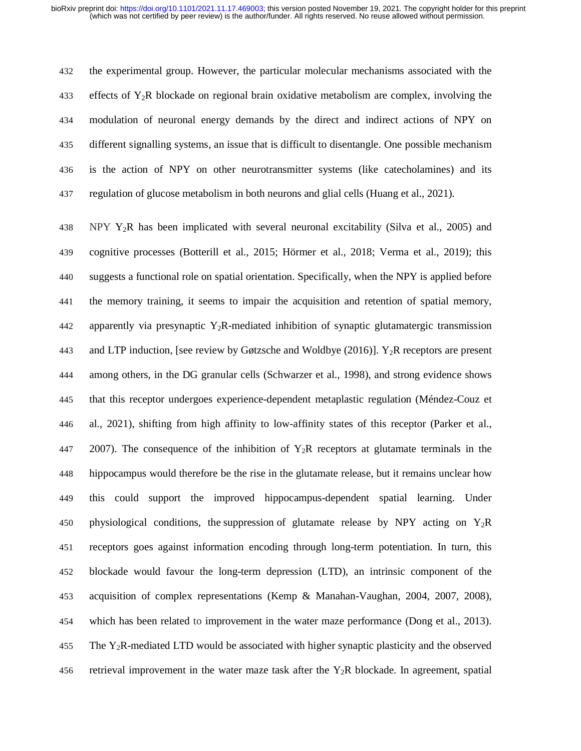the experimental group. However, the particular molecular mechanisms associated with the effects of $Y_2R$ blockade on regional brain oxidative metabolism are complex, involving the modulation of neuronal energy demands by the direct and indirect actions of NPY on different signalling systems, an issue that is difficult to disentangle. One possible mechanism is the action of NPY on other neurotransmitter systems (like catecholamines) and its regulation of glucose metabolism in both neurons and glial cells (Huang et al., 2021).

NPY $Y_2R$ has been implicated with several neuronal excitability (Silva et al., 2005) and cognitive processes (Botterill et al., 2015; Hörmer et al., 2018; Verma et al., 2019); this suggests a functional role on spatial orientation. Specifically, when the NPY is applied before the memory training, it seems to impair the acquisition and retention of spatial memory, apparently via presynaptic $Y_2R$-mediated inhibition of synaptic glutamatergic transmission and LTP induction, [see review by Gøtzsche and Woldbye (2016)]. $Y_2R$ receptors are present among others, in the DG granular cells (Schwarzer et al., 1998), and strong evidence shows that this receptor undergoes experience-dependent metaplastic regulation (Méndez-Couz et al., 2021), shifting from high affinity to low-affinity states of this receptor (Parker et al., 2007). The consequence of the inhibition of $Y_2R$ receptors at glutamate terminals in the hippocampus would therefore be the rise in the glutamate release, but it remains unclear how this could support the improved hippocampus-dependent spatial learning. Under physiological conditions, the suppression of glutamate release by NPY acting on $Y_2R$ receptors goes against information encoding through long-term potentiation. In turn, this blockade would favour the long-term depression (LTD), an intrinsic component of the acquisition of complex representations (Kemp & Manahan-Vaughan, 2004, 2007, 2008), which has been related to improvement in the water maze performance (Dong et al., 2013). The $Y_2R$-mediated LTD would be associated with higher synaptic plasticity and the observed retrieval improvement in the water maze task after the $Y_2R$ blockade. In agreement, spatial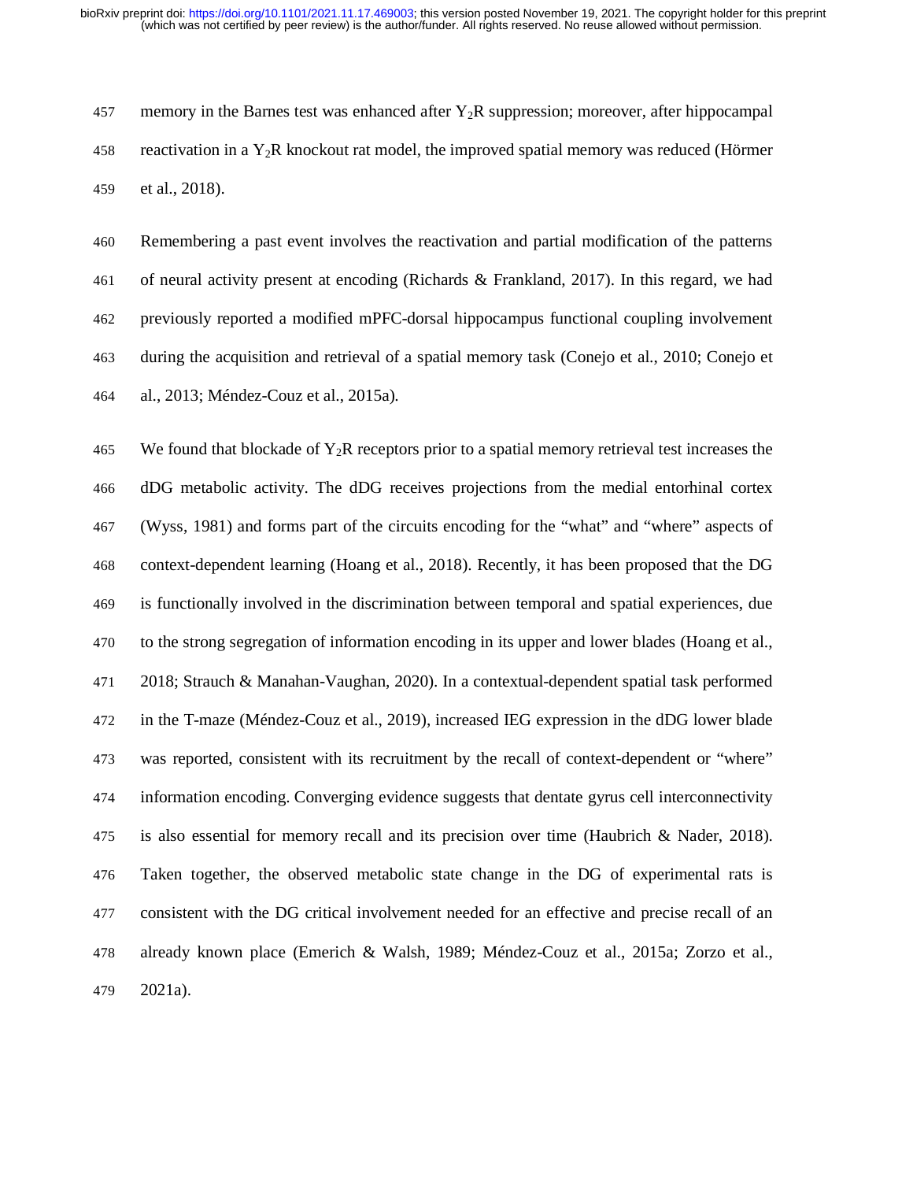memory in the Barnes test was enhanced after $Y_2R$ suppression; moreover, after hippocampal reactivation in a $Y_2R$ knockout rat model, the improved spatial memory was reduced (Hörmer et al., 2018).

Remembering a past event involves the reactivation and partial modification of the patterns of neural activity present at encoding (Richards & Frankland, 2017). In this regard, we had previously reported a modified mPFC-dorsal hippocampus functional coupling involvement during the acquisition and retrieval of a spatial memory task (Conejo et al., 2010; Conejo et al., 2013; Méndez-Couz et al., 2015a).

We found that blockade of $Y_2R$ receptors prior to a spatial memory retrieval test increases the dDG metabolic activity. The dDG receives projections from the medial entorhinal cortex (Wyss, 1981) and forms part of the circuits encoding for the "what" and "where" aspects of context-dependent learning (Hoang et al., 2018). Recently, it has been proposed that the DG is functionally involved in the discrimination between temporal and spatial experiences, due to the strong segregation of information encoding in its upper and lower blades (Hoang et al., 2018; Strauch & Manahan-Vaughan, 2020). In a contextual-dependent spatial task performed in the T-maze (Méndez-Couz et al., 2019), increased IEG expression in the dDG lower blade was reported, consistent with its recruitment by the recall of context-dependent or "where" information encoding. Converging evidence suggests that dentate gyrus cell interconnectivity is also essential for memory recall and its precision over time (Haubrich & Nader, 2018). Taken together, the observed metabolic state change in the DG of experimental rats is consistent with the DG critical involvement needed for an effective and precise recall of an already known place (Emerich & Walsh, 1989; Méndez-Couz et al., 2015a; Zorzo et al., 2021a).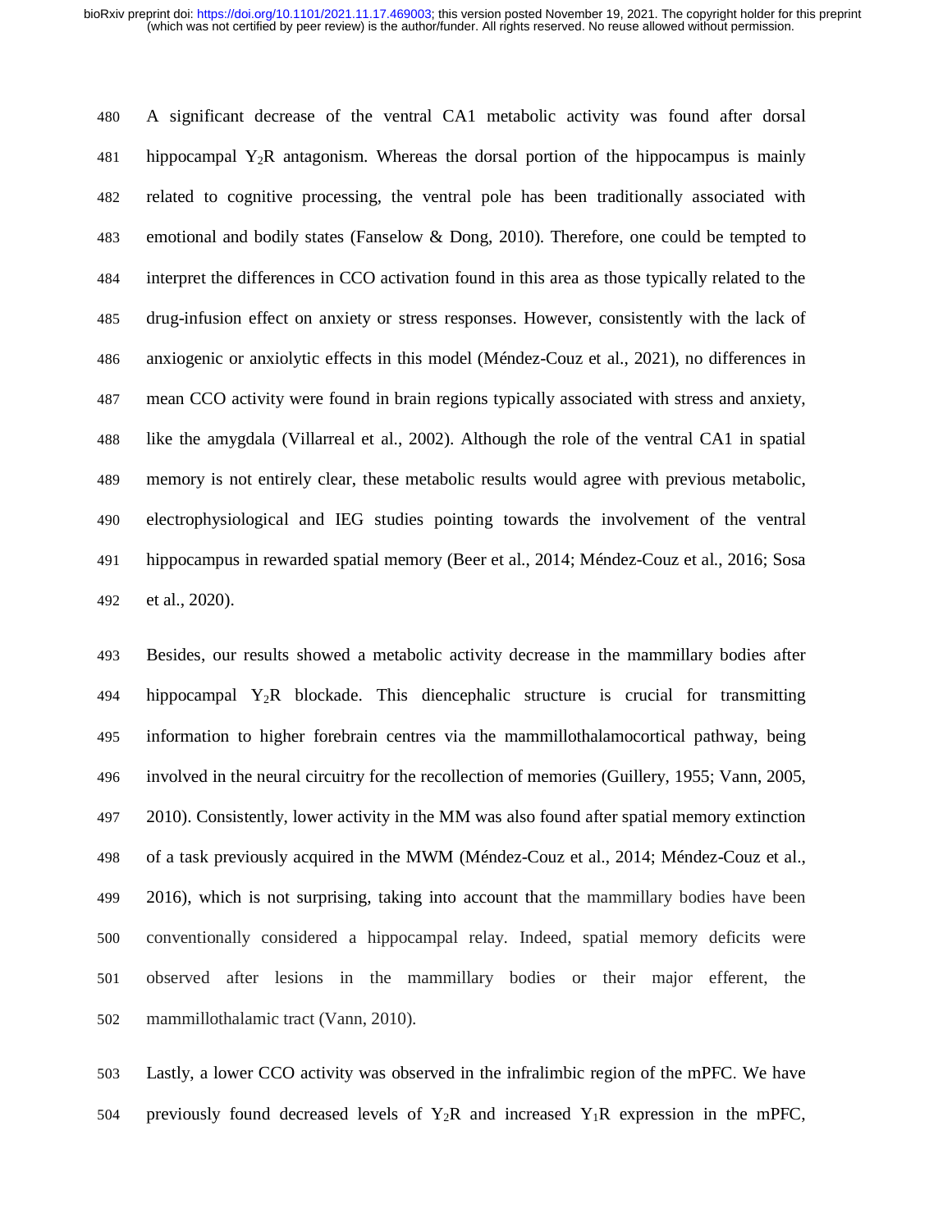A significant decrease of the ventral CA1 metabolic activity was found after dorsal hippocampal $Y_2R$ antagonism. Whereas the dorsal portion of the hippocampus is mainly related to cognitive processing, the ventral pole has been traditionally associated with emotional and bodily states (Fanselow & Dong, 2010). Therefore, one could be tempted to interpret the differences in CCO activation found in this area as those typically related to the drug-infusion effect on anxiety or stress responses. However, consistently with the lack of anxiogenic or anxiolytic effects in this model (Méndez-Couz et al., 2021), no differences in mean CCO activity were found in brain regions typically associated with stress and anxiety, like the amygdala (Villarreal et al., 2002). Although the role of the ventral CA1 in spatial memory is not entirely clear, these metabolic results would agree with previous metabolic, electrophysiological and IEG studies pointing towards the involvement of the ventral hippocampus in rewarded spatial memory (Beer et al., 2014; Méndez-Couz et al., 2016; Sosa et al., 2020).

Besides, our results showed a metabolic activity decrease in the mammillary bodies after hippocampal $Y_2R$ blockade. This diencephalic structure is crucial for transmitting information to higher forebrain centres via the mammillothalamocortical pathway, being involved in the neural circuitry for the recollection of memories (Guillery, 1955; Vann, 2005, 2010). Consistently, lower activity in the MM was also found after spatial memory extinction of a task previously acquired in the MWM (Méndez-Couz et al., 2014; Méndez-Couz et al., 2016), which is not surprising, taking into account that the mammillary bodies have been conventionally considered a hippocampal relay. Indeed, spatial memory deficits were observed after lesions in the mammillary bodies or their major efferent, the mammillothalamic tract (Vann, 2010).

Lastly, a lower CCO activity was observed in the infralimbic region of the mPFC. We have previously found decreased levels of $Y_2R$ and increased $Y_1R$ expression in the mPFC,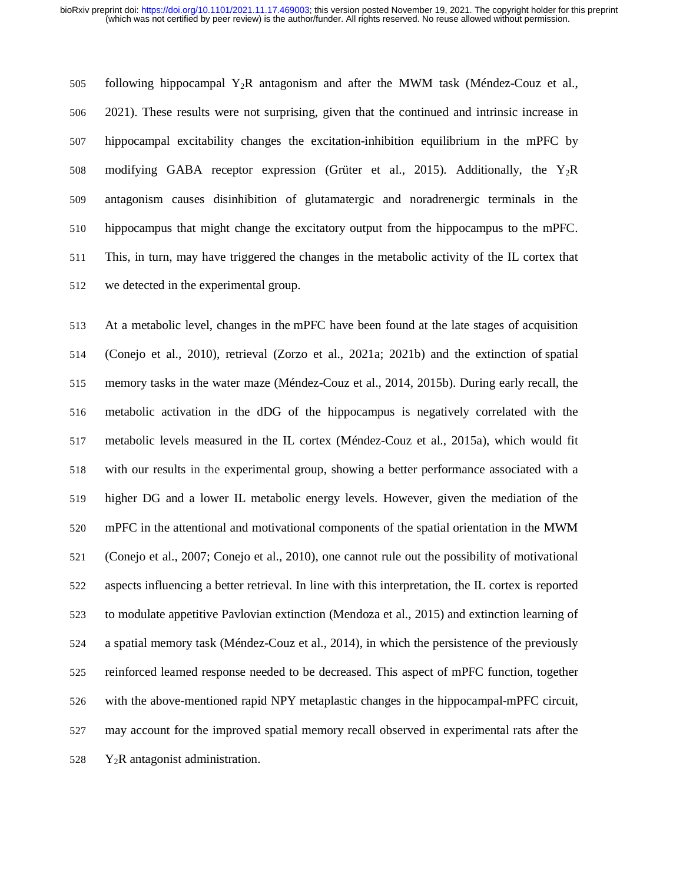following hippocampal $Y_2R$ antagonism and after the MWM task (Méndez-Couz et al., 2021). These results were not surprising, given that the continued and intrinsic increase in hippocampal excitability changes the excitation-inhibition equilibrium in the mPFC by modifying GABA receptor expression (Grüter et al., 2015). Additionally, the $Y_2R$ antagonism causes disinhibition of glutamatergic and noradrenergic terminals in the hippocampus that might change the excitatory output from the hippocampus to the mPFC. This, in turn, may have triggered the changes in the metabolic activity of the IL cortex that we detected in the experimental group.

At a metabolic level, changes in the mPFC have been found at the late stages of acquisition (Conejo et al., 2010), retrieval (Zorzo et al., 2021a; 2021b) and the extinction of spatial memory tasks in the water maze (Méndez-Couz et al., 2014, 2015b). During early recall, the metabolic activation in the dDG of the hippocampus is negatively correlated with the metabolic levels measured in the IL cortex (Méndez-Couz et al., 2015a), which would fit with our results in the experimental group, showing a better performance associated with a higher DG and a lower IL metabolic energy levels. However, given the mediation of the mPFC in the attentional and motivational components of the spatial orientation in the MWM (Conejo et al., 2007; Conejo et al., 2010), one cannot rule out the possibility of motivational aspects influencing a better retrieval. In line with this interpretation, the IL cortex is reported to modulate appetitive Pavlovian extinction (Mendoza et al., 2015) and extinction learning of a spatial memory task (Méndez-Couz et al., 2014), in which the persistence of the previously reinforced learned response needed to be decreased. This aspect of mPFC function, together with the above-mentioned rapid NPY metaplastic changes in the hippocampal-mPFC circuit, may account for the improved spatial memory recall observed in experimental rats after the $Y_2R$ antagonist administration.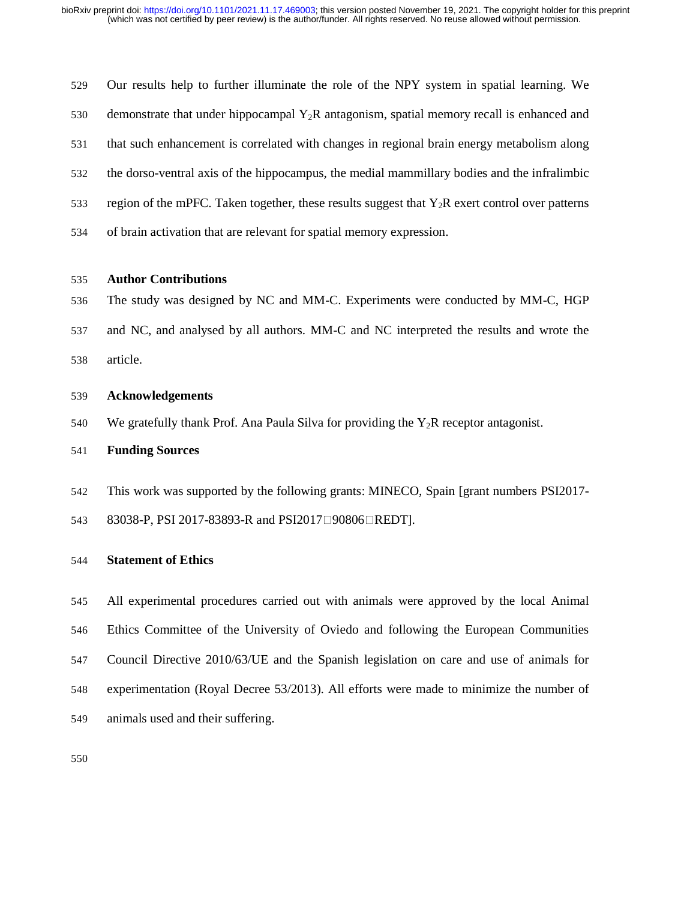Our results help to further illuminate the role of the NPY system in spatial learning. We demonstrate that under hippocampal $Y_2R$ antagonism, spatial memory recall is enhanced and that such enhancement is correlated with changes in regional brain energy metabolism along the dorso-ventral axis of the hippocampus, the medial mammillary bodies and the infralimbic region of the mPFC. Taken together, these results suggest that $Y_2R$ exert control over patterns of brain activation that are relevant for spatial memory expression.

## Author Contributions

The study was designed by NC and MM-C. Experiments were conducted by MM-C, HGP and NC, and analysed by all authors. MM-C and NC interpreted the results and wrote the article.

## Acknowledgements

We gratefully thank Prof. Ana Paula Silva for providing the $Y_2R$ receptor antagonist.

## Funding Sources

This work was supported by the following grants: MINECO, Spain [grant numbers PSI2017-83038-P, PSI 2017-83893-R and PSI2017□90806□REDT].

## Statement of Ethics

All experimental procedures carried out with animals were approved by the local Animal Ethics Committee of the University of Oviedo and following the European Communities Council Directive 2010/63/UE and the Spanish legislation on care and use of animals for experimentation (Royal Decree 53/2013). All efforts were made to minimize the number of animals used and their suffering.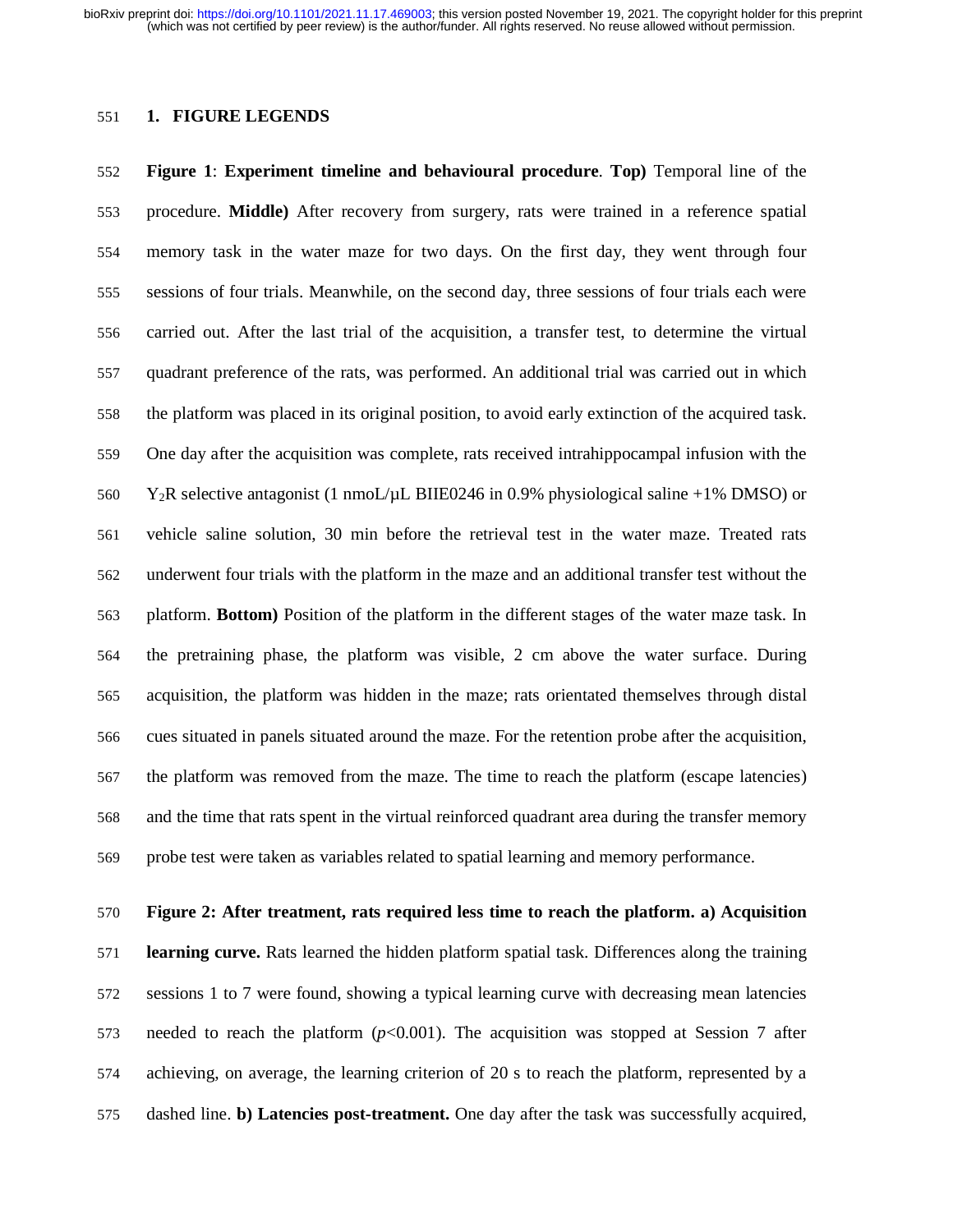# 1. FIGURE LEGENDS

**Figure 1**: **Experiment timeline and behavioural procedure**. **Top)** Temporal line of the procedure. **Middle)** After recovery from surgery, rats were trained in a reference spatial memory task in the water maze for two days. On the first day, they went through four sessions of four trials. Meanwhile, on the second day, three sessions of four trials each were carried out. After the last trial of the acquisition, a transfer test, to determine the virtual quadrant preference of the rats, was performed. An additional trial was carried out in which the platform was placed in its original position, to avoid early extinction of the acquired task. One day after the acquisition was complete, rats received intrahippocampal infusion with the $Y_2R$ selective antagonist (1 nmoL/µL BIIE0246 in 0.9% physiological saline +1% DMSO) or vehicle saline solution, 30 min before the retrieval test in the water maze. Treated rats underwent four trials with the platform in the maze and an additional transfer test without the platform. **Bottom)** Position of the platform in the different stages of the water maze task. In the pretraining phase, the platform was visible, 2 cm above the water surface. During acquisition, the platform was hidden in the maze; rats orientated themselves through distal cues situated in panels situated around the maze. For the retention probe after the acquisition, the platform was removed from the maze. The time to reach the platform (escape latencies) and the time that rats spent in the virtual reinforced quadrant area during the transfer memory probe test were taken as variables related to spatial learning and memory performance.

**Figure 2: After treatment, rats required less time to reach the platform. a) Acquisition learning curve.** Rats learned the hidden platform spatial task. Differences along the training sessions 1 to 7 were found, showing a typical learning curve with decreasing mean latencies needed to reach the platform ($p$<0.001). The acquisition was stopped at Session 7 after achieving, on average, the learning criterion of 20 s to reach the platform, represented by a dashed line. **b) Latencies post-treatment.** One day after the task was successfully acquired,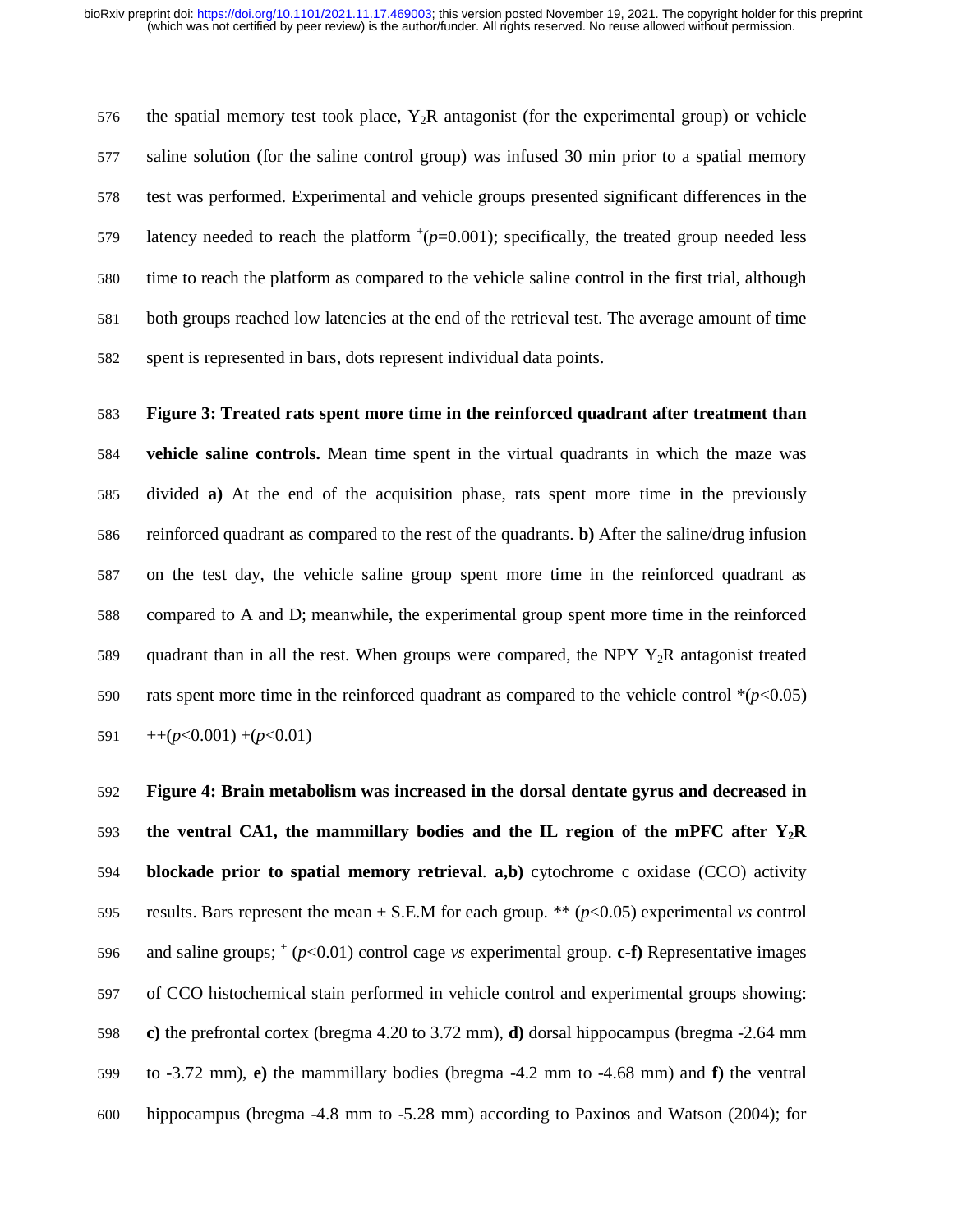the spatial memory test took place, $Y_2R$ antagonist (for the experimental group) or vehicle saline solution (for the saline control group) was infused 30 min prior to a spatial memory test was performed. Experimental and vehicle groups presented significant differences in the latency needed to reach the platform $^{+}$($p$=0.001); specifically, the treated group needed less time to reach the platform as compared to the vehicle saline control in the first trial, although both groups reached low latencies at the end of the retrieval test. The average amount of time spent is represented in bars, dots represent individual data points.

**Figure 3: Treated rats spent more time in the reinforced quadrant after treatment than vehicle saline controls.** Mean time spent in the virtual quadrants in which the maze was divided **a)** At the end of the acquisition phase, rats spent more time in the previously reinforced quadrant as compared to the rest of the quadrants. **b)** After the saline/drug infusion on the test day, the vehicle saline group spent more time in the reinforced quadrant as compared to A and D; meanwhile, the experimental group spent more time in the reinforced quadrant than in all the rest. When groups were compared, the NPY $Y_2R$ antagonist treated rats spent more time in the reinforced quadrant as compared to the vehicle control *($p<0.05$) ++($p<0.001$) +($p<0.01$)

**Figure 4: Brain metabolism was increased in the dorsal dentate gyrus and decreased in the ventral CA1, the mammillary bodies and the IL region of the mPFC after $Y_2R$ blockade prior to spatial memory retrieval**. **a,b)** cytochrome c oxidase (CCO) activity results. Bars represent the mean ± S.E.M for each group. ** ($p<0.05$) experimental *vs* control and saline groups; $^{+}$ ($p<0.01$) control cage *vs* experimental group. **c-f)** Representative images of CCO histochemical stain performed in vehicle control and experimental groups showing: **c)** the prefrontal cortex (bregma 4.20 to 3.72 mm), **d)** dorsal hippocampus (bregma -2.64 mm to -3.72 mm), **e)** the mammillary bodies (bregma -4.2 mm to -4.68 mm) and **f)** the ventral hippocampus (bregma -4.8 mm to -5.28 mm) according to Paxinos and Watson (2004); for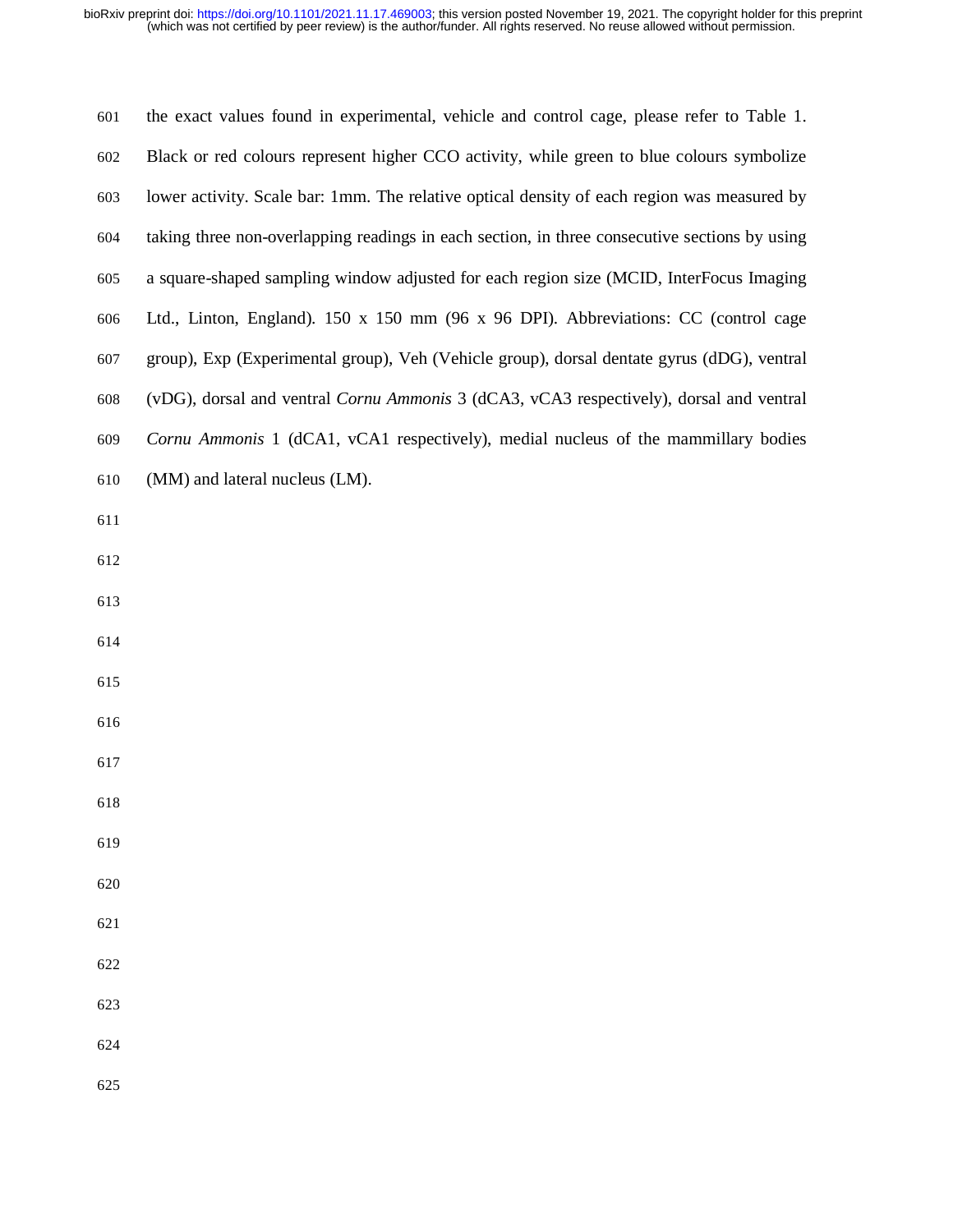the exact values found in experimental, vehicle and control cage, please refer to Table 1. Black or red colours represent higher CCO activity, while green to blue colours symbolize lower activity. Scale bar: 1mm. The relative optical density of each region was measured by taking three non-overlapping readings in each section, in three consecutive sections by using a square-shaped sampling window adjusted for each region size (MCID, InterFocus Imaging Ltd., Linton, England). 150 x 150 mm (96 x 96 DPI). Abbreviations: CC (control cage group), Exp (Experimental group), Veh (Vehicle group), dorsal dentate gyrus (dDG), ventral (vDG), dorsal and ventral *Cornu Ammonis* 3 (dCA3, vCA3 respectively), dorsal and ventral *Cornu Ammonis* 1 (dCA1, vCA1 respectively), medial nucleus of the mammillary bodies (MM) and lateral nucleus (LM).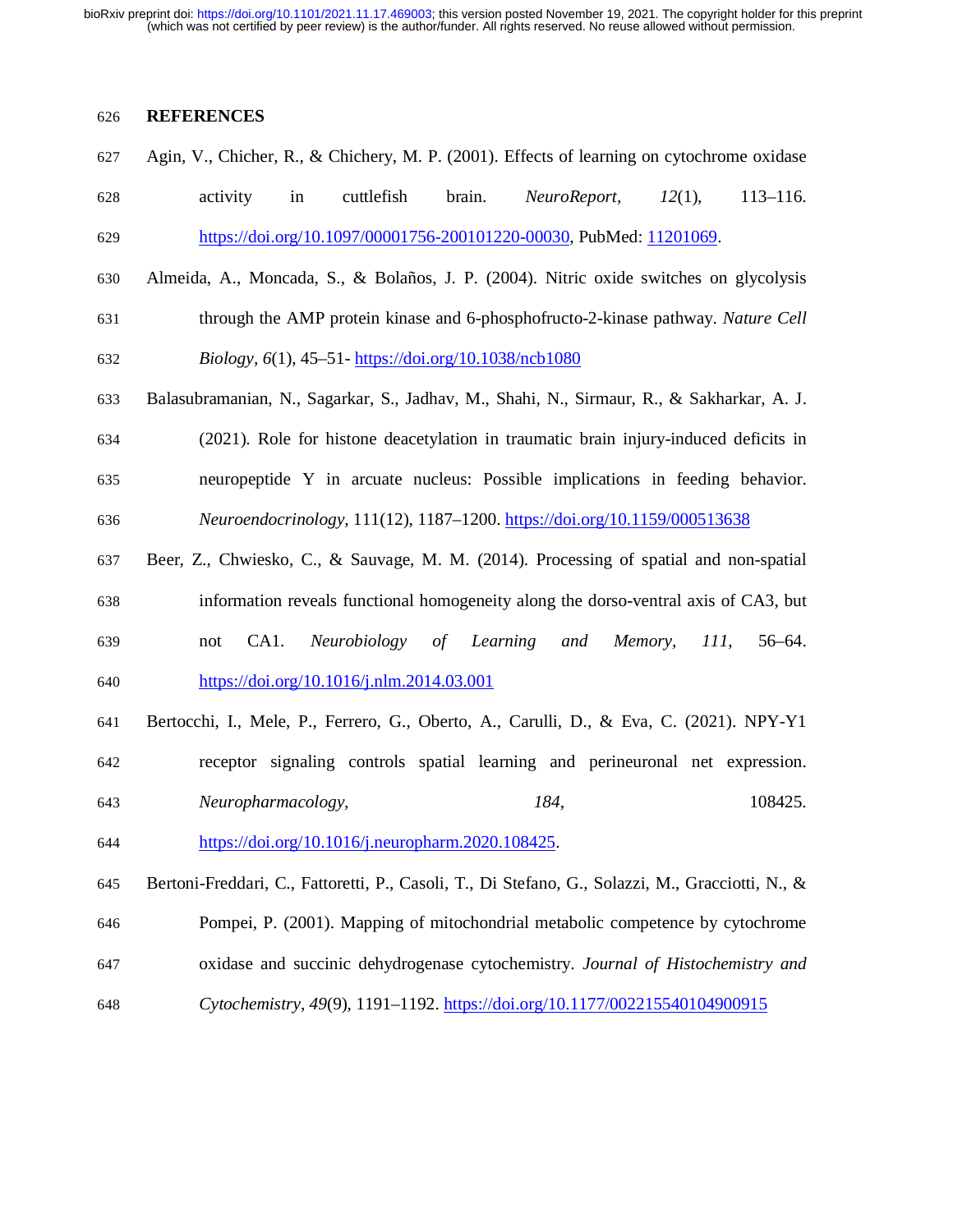## REFERENCES

Agin, V., Chicher, R., & Chichery, M. P. (2001). Effects of learning on cytochrome oxidase activity in cuttlefish brain. *NeuroReport*, *12*(1), 113–116. https://doi.org/10.1097/00001756-200101220-00030, PubMed: 11201069.

Almeida, A., Moncada, S., & Bolaños, J. P. (2004). Nitric oxide switches on glycolysis through the AMP protein kinase and 6-phosphofructo-2-kinase pathway. *Nature Cell Biology*, *6*(1), 45–51- https://doi.org/10.1038/ncb1080

Balasubramanian, N., Sagarkar, S., Jadhav, M., Shahi, N., Sirmaur, R., & Sakharkar, A. J. (2021). Role for histone deacetylation in traumatic brain injury-induced deficits in neuropeptide Y in arcuate nucleus: Possible implications in feeding behavior. *Neuroendocrinology*, 111(12), 1187–1200. https://doi.org/10.1159/000513638

Beer, Z., Chwiesko, C., & Sauvage, M. M. (2014). Processing of spatial and non-spatial information reveals functional homogeneity along the dorso-ventral axis of CA3, but not CA1. *Neurobiology of Learning and Memory*, *111*, 56–64. https://doi.org/10.1016/j.nlm.2014.03.001

Bertocchi, I., Mele, P., Ferrero, G., Oberto, A., Carulli, D., & Eva, C. (2021). NPY-Y1 receptor signaling controls spatial learning and perineuronal net expression. *Neuropharmacology*, *184*, 108425. https://doi.org/10.1016/j.neuropharm.2020.108425.

Bertoni-Freddari, C., Fattoretti, P., Casoli, T., Di Stefano, G., Solazzi, M., Gracciotti, N., & Pompei, P. (2001). Mapping of mitochondrial metabolic competence by cytochrome oxidase and succinic dehydrogenase cytochemistry. *Journal of Histochemistry and Cytochemistry*, *49*(9), 1191–1192. https://doi.org/10.1177/002215540104900915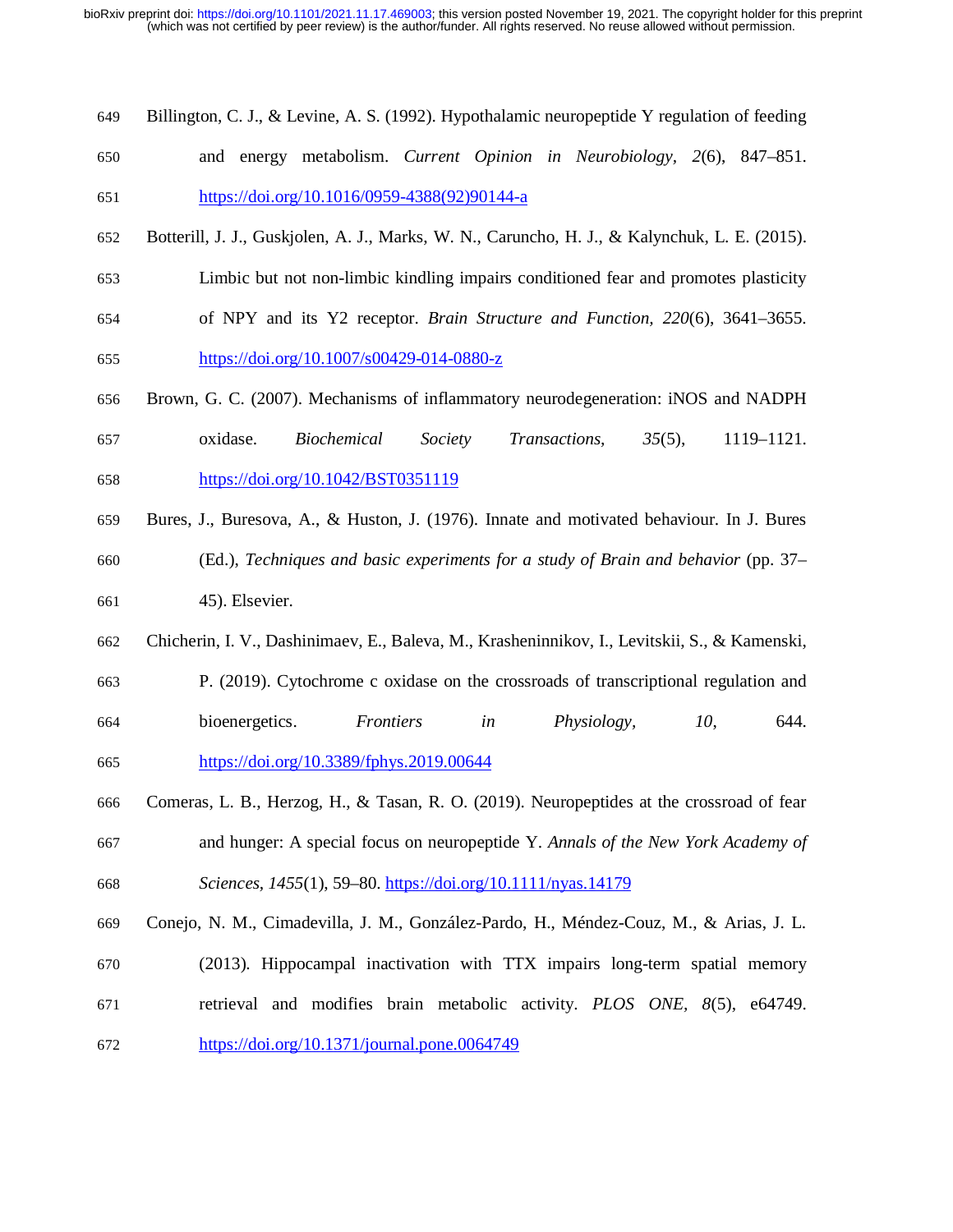Billington, C. J., & Levine, A. S. (1992). Hypothalamic neuropeptide Y regulation of feeding and energy metabolism. *Current Opinion in Neurobiology*, *2*(6), 847–851. https://doi.org/10.1016/0959-4388(92)90144-a

Botterill, J. J., Guskjolen, A. J., Marks, W. N., Caruncho, H. J., & Kalynchuk, L. E. (2015). Limbic but not non-limbic kindling impairs conditioned fear and promotes plasticity of NPY and its Y2 receptor. *Brain Structure and Function*, *220*(6), 3641–3655. https://doi.org/10.1007/s00429-014-0880-z

Brown, G. C. (2007). Mechanisms of inflammatory neurodegeneration: iNOS and NADPH oxidase. *Biochemical Society Transactions*, *35*(5), 1119–1121. https://doi.org/10.1042/BST0351119

Bures, J., Buresova, A., & Huston, J. (1976). Innate and motivated behaviour. In J. Bures (Ed.), *Techniques and basic experiments for a study of Brain and behavior* (pp. 37–45). Elsevier.

Chicherin, I. V., Dashinimaev, E., Baleva, M., Krasheninnikov, I., Levitskii, S., & Kamenski, P. (2019). Cytochrome c oxidase on the crossroads of transcriptional regulation and bioenergetics. *Frontiers in Physiology*, *10*, 644. https://doi.org/10.3389/fphys.2019.00644

Comeras, L. B., Herzog, H., & Tasan, R. O. (2019). Neuropeptides at the crossroad of fear and hunger: A special focus on neuropeptide Y. *Annals of the New York Academy of Sciences*, *1455*(1), 59–80. https://doi.org/10.1111/nyas.14179

Conejo, N. M., Cimadevilla, J. M., González-Pardo, H., Méndez-Couz, M., & Arias, J. L. (2013). Hippocampal inactivation with TTX impairs long-term spatial memory retrieval and modifies brain metabolic activity. *PLOS ONE*, *8*(5), e64749. https://doi.org/10.1371/journal.pone.0064749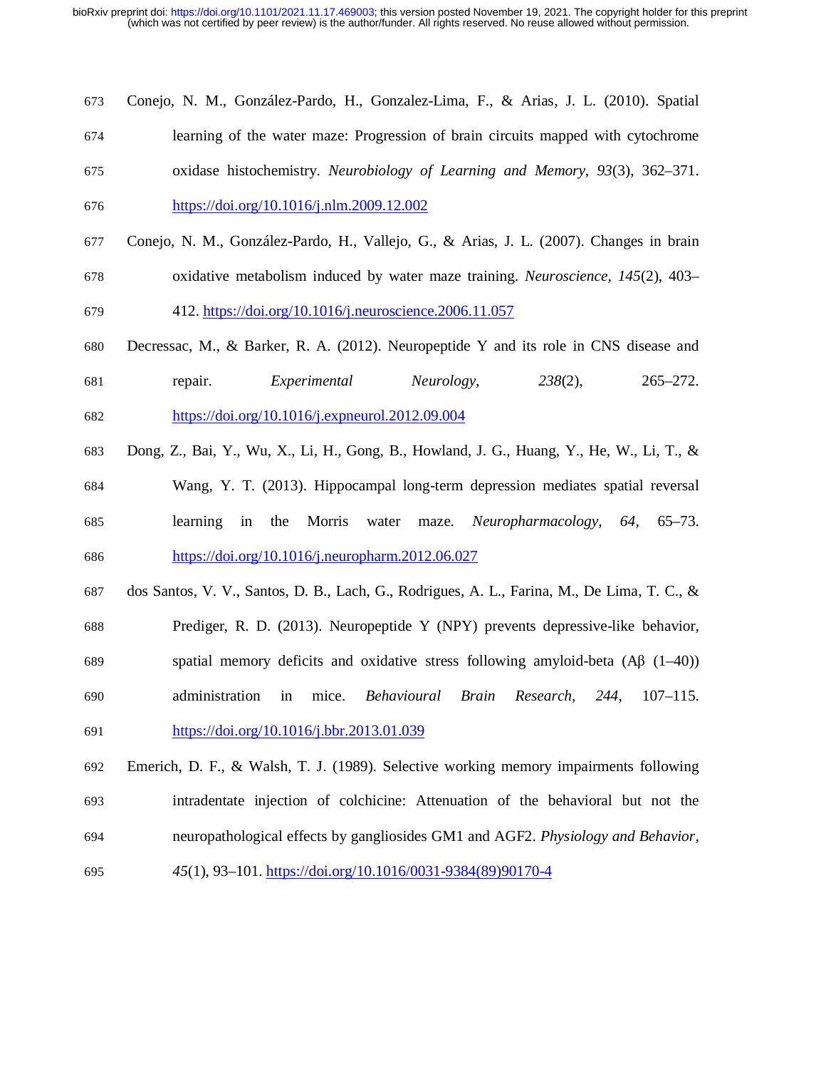Conejo, N. M., González-Pardo, H., Gonzalez-Lima, F., & Arias, J. L. (2010). Spatial learning of the water maze: Progression of brain circuits mapped with cytochrome oxidase histochemistry. *Neurobiology of Learning and Memory*, *93*(3), 362–371. https://doi.org/10.1016/j.nlm.2009.12.002

Conejo, N. M., González-Pardo, H., Vallejo, G., & Arias, J. L. (2007). Changes in brain oxidative metabolism induced by water maze training. *Neuroscience*, *145*(2), 403–412. https://doi.org/10.1016/j.neuroscience.2006.11.057

Decressac, M., & Barker, R. A. (2012). Neuropeptide Y and its role in CNS disease and repair. *Experimental Neurology*, *238*(2), 265–272. https://doi.org/10.1016/j.expneurol.2012.09.004

Dong, Z., Bai, Y., Wu, X., Li, H., Gong, B., Howland, J. G., Huang, Y., He, W., Li, T., & Wang, Y. T. (2013). Hippocampal long-term depression mediates spatial reversal learning in the Morris water maze. *Neuropharmacology*, *64*, 65–73. https://doi.org/10.1016/j.neuropharm.2012.06.027

dos Santos, V. V., Santos, D. B., Lach, G., Rodrigues, A. L., Farina, M., De Lima, T. C., & Prediger, R. D. (2013). Neuropeptide Y (NPY) prevents depressive-like behavior, spatial memory deficits and oxidative stress following amyloid-beta (Aβ (1–40)) administration in mice. *Behavioural Brain Research*, *244*, 107–115. https://doi.org/10.1016/j.bbr.2013.01.039

Emerich, D. F., & Walsh, T. J. (1989). Selective working memory impairments following intradentate injection of colchicine: Attenuation of the behavioral but not the neuropathological effects by gangliosides GM1 and AGF2. *Physiology and Behavior*, *45*(1), 93–101. https://doi.org/10.1016/0031-9384(89)90170-4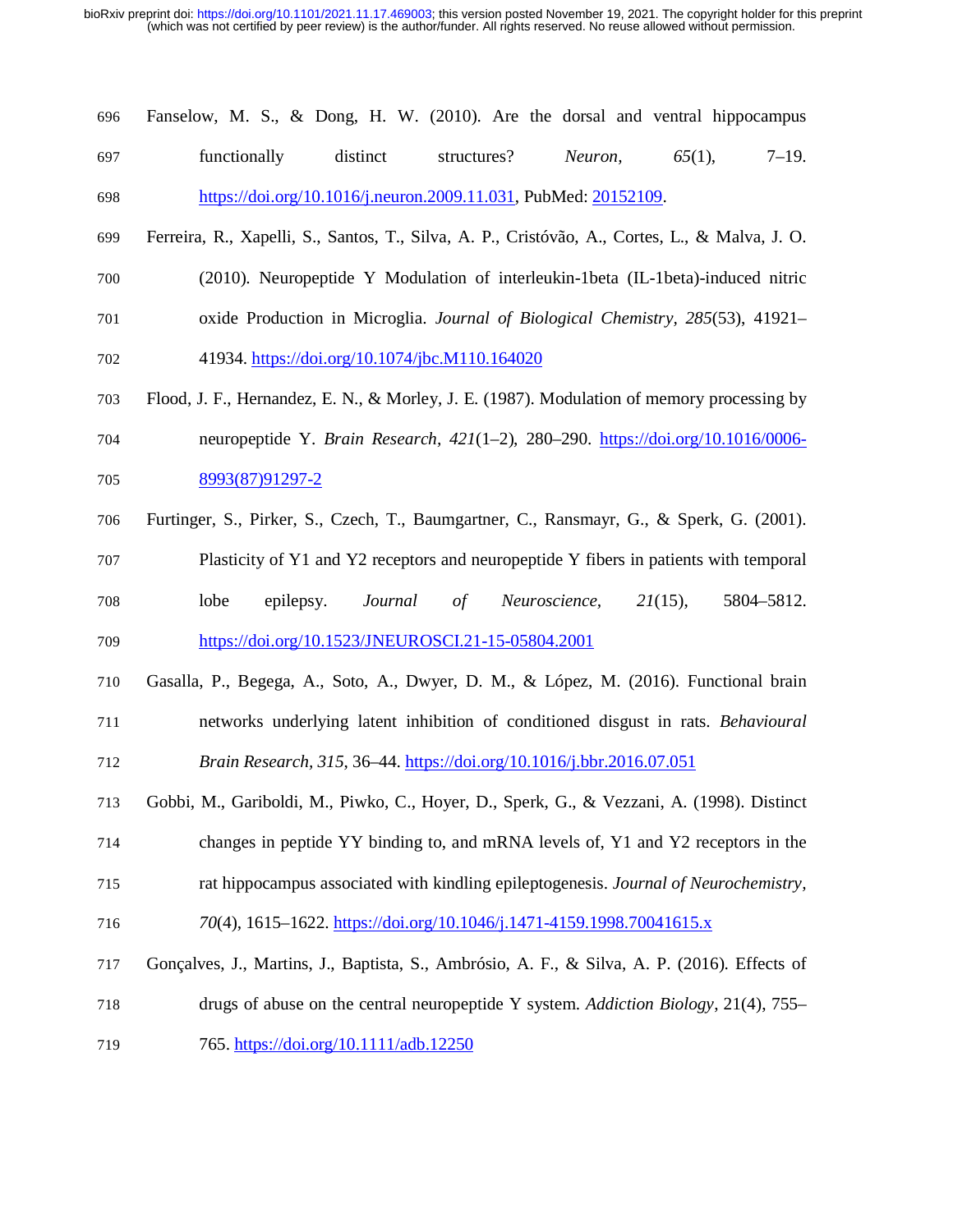Fanselow, M. S., & Dong, H. W. (2010). Are the dorsal and ventral hippocampus functionally distinct structures? *Neuron*, *65*(1), 7–19. https://doi.org/10.1016/j.neuron.2009.11.031, PubMed: 20152109.

Ferreira, R., Xapelli, S., Santos, T., Silva, A. P., Cristóvão, A., Cortes, L., & Malva, J. O. (2010). Neuropeptide Y Modulation of interleukin-1beta (IL-1beta)-induced nitric oxide Production in Microglia. *Journal of Biological Chemistry*, *285*(53), 41921–41934. https://doi.org/10.1074/jbc.M110.164020

Flood, J. F., Hernandez, E. N., & Morley, J. E. (1987). Modulation of memory processing by neuropeptide Y. *Brain Research*, *421*(1–2), 280–290. https://doi.org/10.1016/0006-8993(87)91297-2

Furtinger, S., Pirker, S., Czech, T., Baumgartner, C., Ransmayr, G., & Sperk, G. (2001). Plasticity of Y1 and Y2 receptors and neuropeptide Y fibers in patients with temporal lobe epilepsy. *Journal of Neuroscience*, *21*(15), 5804–5812. https://doi.org/10.1523/JNEUROSCI.21-15-05804.2001

Gasalla, P., Begega, A., Soto, A., Dwyer, D. M., & López, M. (2016). Functional brain networks underlying latent inhibition of conditioned disgust in rats. *Behavioural Brain Research*, *315*, 36–44. https://doi.org/10.1016/j.bbr.2016.07.051

Gobbi, M., Gariboldi, M., Piwko, C., Hoyer, D., Sperk, G., & Vezzani, A. (1998). Distinct changes in peptide YY binding to, and mRNA levels of, Y1 and Y2 receptors in the rat hippocampus associated with kindling epileptogenesis. *Journal of Neurochemistry*, *70*(4), 1615–1622. https://doi.org/10.1046/j.1471-4159.1998.70041615.x

Gonçalves, J., Martins, J., Baptista, S., Ambrósio, A. F., & Silva, A. P. (2016). Effects of drugs of abuse on the central neuropeptide Y system. *Addiction Biology*, 21(4), 755–765. https://doi.org/10.1111/adb.12250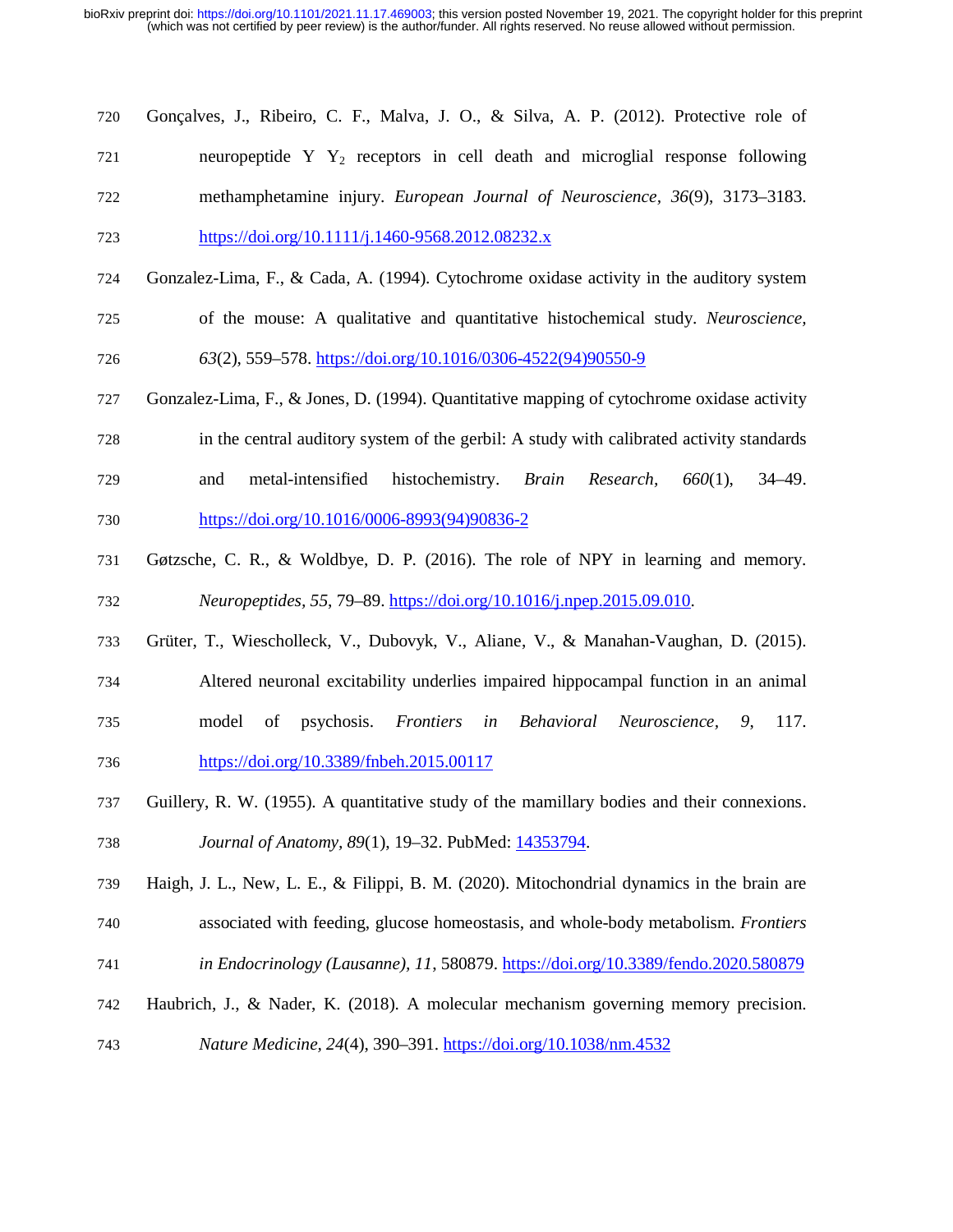Gonçalves, J., Ribeiro, C. F., Malva, J. O., & Silva, A. P. (2012). Protective role of neuropeptide Y $Y_2$ receptors in cell death and microglial response following methamphetamine injury. *European Journal of Neuroscience*, *36*(9), 3173–3183. https://doi.org/10.1111/j.1460-9568.2012.08232.x

Gonzalez-Lima, F., & Cada, A. (1994). Cytochrome oxidase activity in the auditory system of the mouse: A qualitative and quantitative histochemical study. *Neuroscience*, *63*(2), 559–578. https://doi.org/10.1016/0306-4522(94)90550-9

Gonzalez-Lima, F., & Jones, D. (1994). Quantitative mapping of cytochrome oxidase activity in the central auditory system of the gerbil: A study with calibrated activity standards and metal-intensified histochemistry. *Brain Research*, *660*(1), 34–49. https://doi.org/10.1016/0006-8993(94)90836-2

Gøtzsche, C. R., & Woldbye, D. P. (2016). The role of NPY in learning and memory. *Neuropeptides*, *55*, 79–89. https://doi.org/10.1016/j.npep.2015.09.010.

Grüter, T., Wiescholleck, V., Dubovyk, V., Aliane, V., & Manahan-Vaughan, D. (2015). Altered neuronal excitability underlies impaired hippocampal function in an animal model of psychosis. *Frontiers in Behavioral Neuroscience*, *9*, 117. https://doi.org/10.3389/fnbeh.2015.00117

Guillery, R. W. (1955). A quantitative study of the mamillary bodies and their connexions. *Journal of Anatomy*, *89*(1), 19–32. PubMed: 14353794.

Haigh, J. L., New, L. E., & Filippi, B. M. (2020). Mitochondrial dynamics in the brain are associated with feeding, glucose homeostasis, and whole-body metabolism. *Frontiers in Endocrinology (Lausanne)*, *11*, 580879. https://doi.org/10.3389/fendo.2020.580879

Haubrich, J., & Nader, K. (2018). A molecular mechanism governing memory precision. *Nature Medicine*, *24*(4), 390–391. https://doi.org/10.1038/nm.4532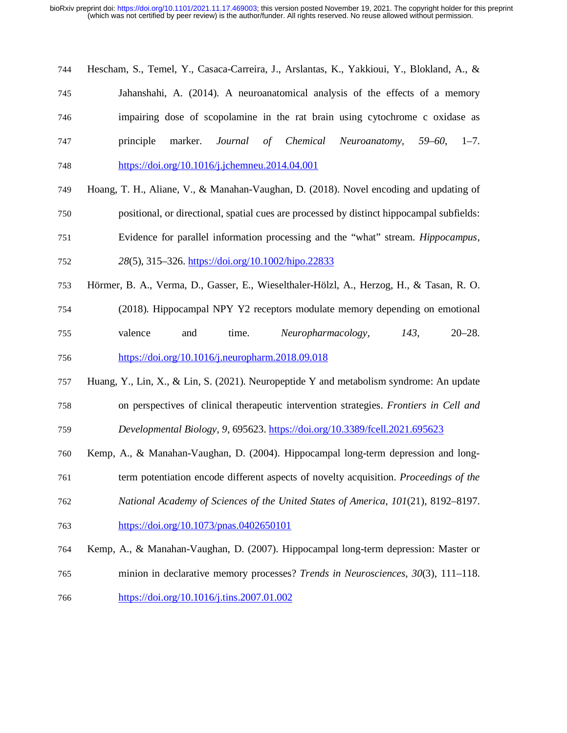Hescham, S., Temel, Y., Casaca-Carreira, J., Arslantas, K., Yakkioui, Y., Blokland, A., & Jahanshahi, A. (2014). A neuroanatomical analysis of the effects of a memory impairing dose of scopolamine in the rat brain using cytochrome c oxidase as principle marker. *Journal of Chemical Neuroanatomy*, *59–60*, 1–7. https://doi.org/10.1016/j.jchemneu.2014.04.001

Hoang, T. H., Aliane, V., & Manahan-Vaughan, D. (2018). Novel encoding and updating of positional, or directional, spatial cues are processed by distinct hippocampal subfields: Evidence for parallel information processing and the "what" stream. *Hippocampus*, *28*(5), 315–326. https://doi.org/10.1002/hipo.22833

Hörmer, B. A., Verma, D., Gasser, E., Wieselthaler-Hölzl, A., Herzog, H., & Tasan, R. O. (2018). Hippocampal NPY Y2 receptors modulate memory depending on emotional valence and time. *Neuropharmacology*, *143*, 20–28. https://doi.org/10.1016/j.neuropharm.2018.09.018

Huang, Y., Lin, X., & Lin, S. (2021). Neuropeptide Y and metabolism syndrome: An update on perspectives of clinical therapeutic intervention strategies. *Frontiers in Cell and Developmental Biology*, *9*, 695623. https://doi.org/10.3389/fcell.2021.695623

Kemp, A., & Manahan-Vaughan, D. (2004). Hippocampal long-term depression and long-term potentiation encode different aspects of novelty acquisition. *Proceedings of the National Academy of Sciences of the United States of America*, *101*(21), 8192–8197. https://doi.org/10.1073/pnas.0402650101

Kemp, A., & Manahan-Vaughan, D. (2007). Hippocampal long-term depression: Master or minion in declarative memory processes? *Trends in Neurosciences*, *30*(3), 111–118. https://doi.org/10.1016/j.tins.2007.01.002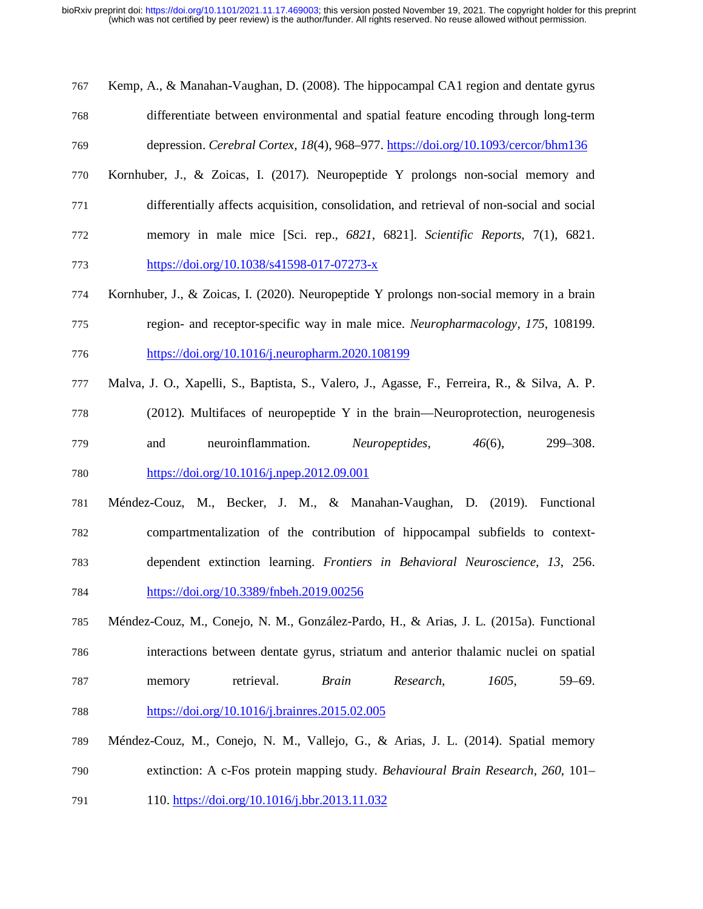Kemp, A., & Manahan-Vaughan, D. (2008). The hippocampal CA1 region and dentate gyrus differentiate between environmental and spatial feature encoding through long-term depression. *Cerebral Cortex*, *18*(4), 968–977. https://doi.org/10.1093/cercor/bhm136

Kornhuber, J., & Zoicas, I. (2017). Neuropeptide Y prolongs non-social memory and differentially affects acquisition, consolidation, and retrieval of non-social and social memory in male mice [Sci. rep., *6821*, 6821]. *Scientific Reports*, 7(1), 6821. https://doi.org/10.1038/s41598-017-07273-x

Kornhuber, J., & Zoicas, I. (2020). Neuropeptide Y prolongs non-social memory in a brain region- and receptor-specific way in male mice. *Neuropharmacology*, *175*, 108199. https://doi.org/10.1016/j.neuropharm.2020.108199

Malva, J. O., Xapelli, S., Baptista, S., Valero, J., Agasse, F., Ferreira, R., & Silva, A. P. (2012). Multifaces of neuropeptide Y in the brain—Neuroprotection, neurogenesis and neuroinflammation. *Neuropeptides*, *46*(6), 299–308. https://doi.org/10.1016/j.npep.2012.09.001

Méndez-Couz, M., Becker, J. M., & Manahan-Vaughan, D. (2019). Functional compartmentalization of the contribution of hippocampal subfields to context-dependent extinction learning. *Frontiers in Behavioral Neuroscience*, *13*, 256. https://doi.org/10.3389/fnbeh.2019.00256

Méndez-Couz, M., Conejo, N. M., González-Pardo, H., & Arias, J. L. (2015a). Functional interactions between dentate gyrus, striatum and anterior thalamic nuclei on spatial memory retrieval. *Brain Research*, *1605*, 59–69. https://doi.org/10.1016/j.brainres.2015.02.005

Méndez-Couz, M., Conejo, N. M., Vallejo, G., & Arias, J. L. (2014). Spatial memory extinction: A c-Fos protein mapping study. *Behavioural Brain Research*, *260*, 101–110. https://doi.org/10.1016/j.bbr.2013.11.032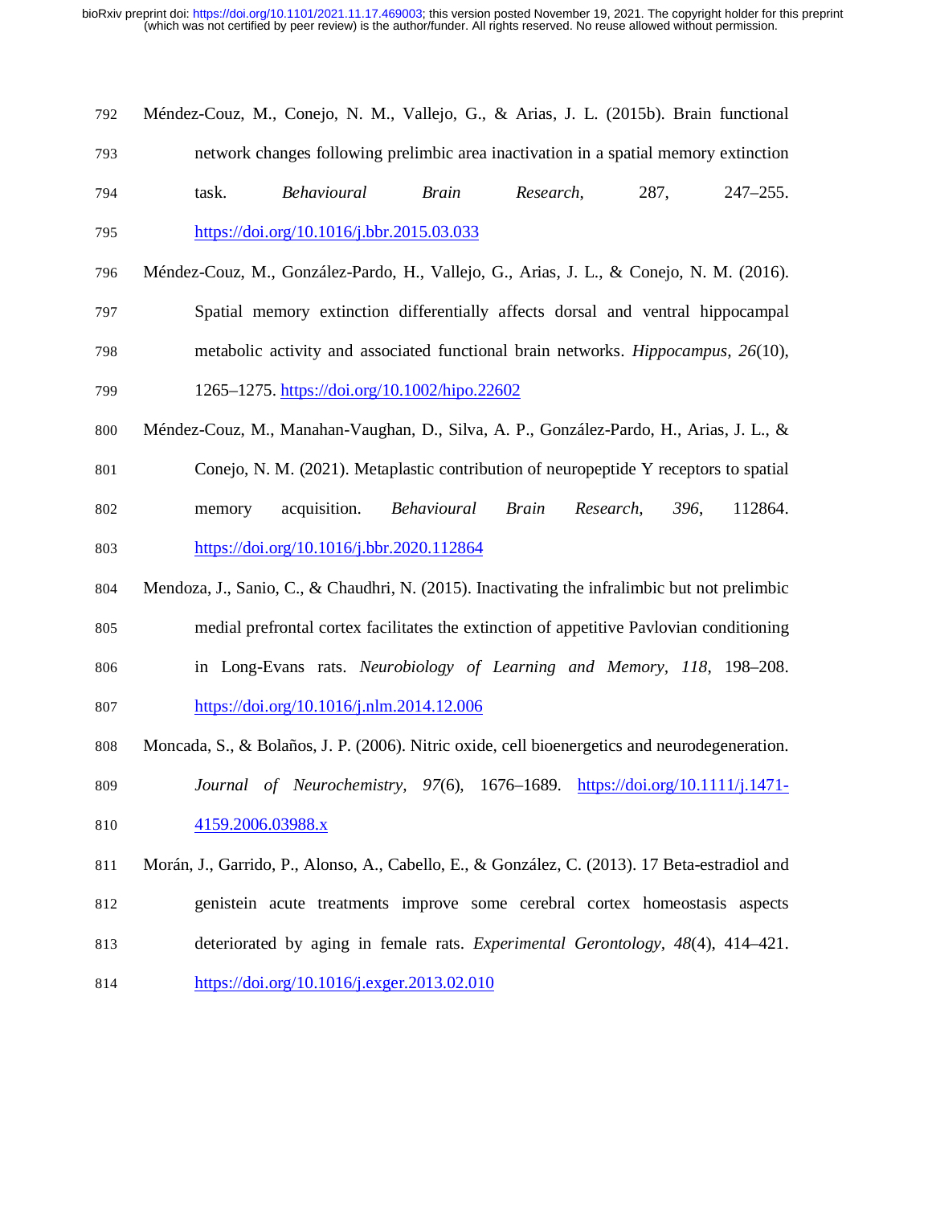Méndez-Couz, M., Conejo, N. M., Vallejo, G., & Arias, J. L. (2015b). Brain functional network changes following prelimbic area inactivation in a spatial memory extinction task. *Behavioural Brain Research*, 287, 247–255. https://doi.org/10.1016/j.bbr.2015.03.033

Méndez-Couz, M., González-Pardo, H., Vallejo, G., Arias, J. L., & Conejo, N. M. (2016). Spatial memory extinction differentially affects dorsal and ventral hippocampal metabolic activity and associated functional brain networks. *Hippocampus*, *26*(10), 1265–1275. https://doi.org/10.1002/hipo.22602

Méndez-Couz, M., Manahan-Vaughan, D., Silva, A. P., González-Pardo, H., Arias, J. L., & Conejo, N. M. (2021). Metaplastic contribution of neuropeptide Y receptors to spatial memory acquisition. *Behavioural Brain Research*, *396*, 112864. https://doi.org/10.1016/j.bbr.2020.112864

Mendoza, J., Sanio, C., & Chaudhri, N. (2015). Inactivating the infralimbic but not prelimbic medial prefrontal cortex facilitates the extinction of appetitive Pavlovian conditioning in Long-Evans rats. *Neurobiology of Learning and Memory*, *118*, 198–208. https://doi.org/10.1016/j.nlm.2014.12.006

Moncada, S., & Bolaños, J. P. (2006). Nitric oxide, cell bioenergetics and neurodegeneration. *Journal of Neurochemistry*, *97*(6), 1676–1689. https://doi.org/10.1111/j.1471-4159.2006.03988.x

Morán, J., Garrido, P., Alonso, A., Cabello, E., & González, C. (2013). 17 Beta-estradiol and genistein acute treatments improve some cerebral cortex homeostasis aspects deteriorated by aging in female rats. *Experimental Gerontology*, *48*(4), 414–421. https://doi.org/10.1016/j.exger.2013.02.010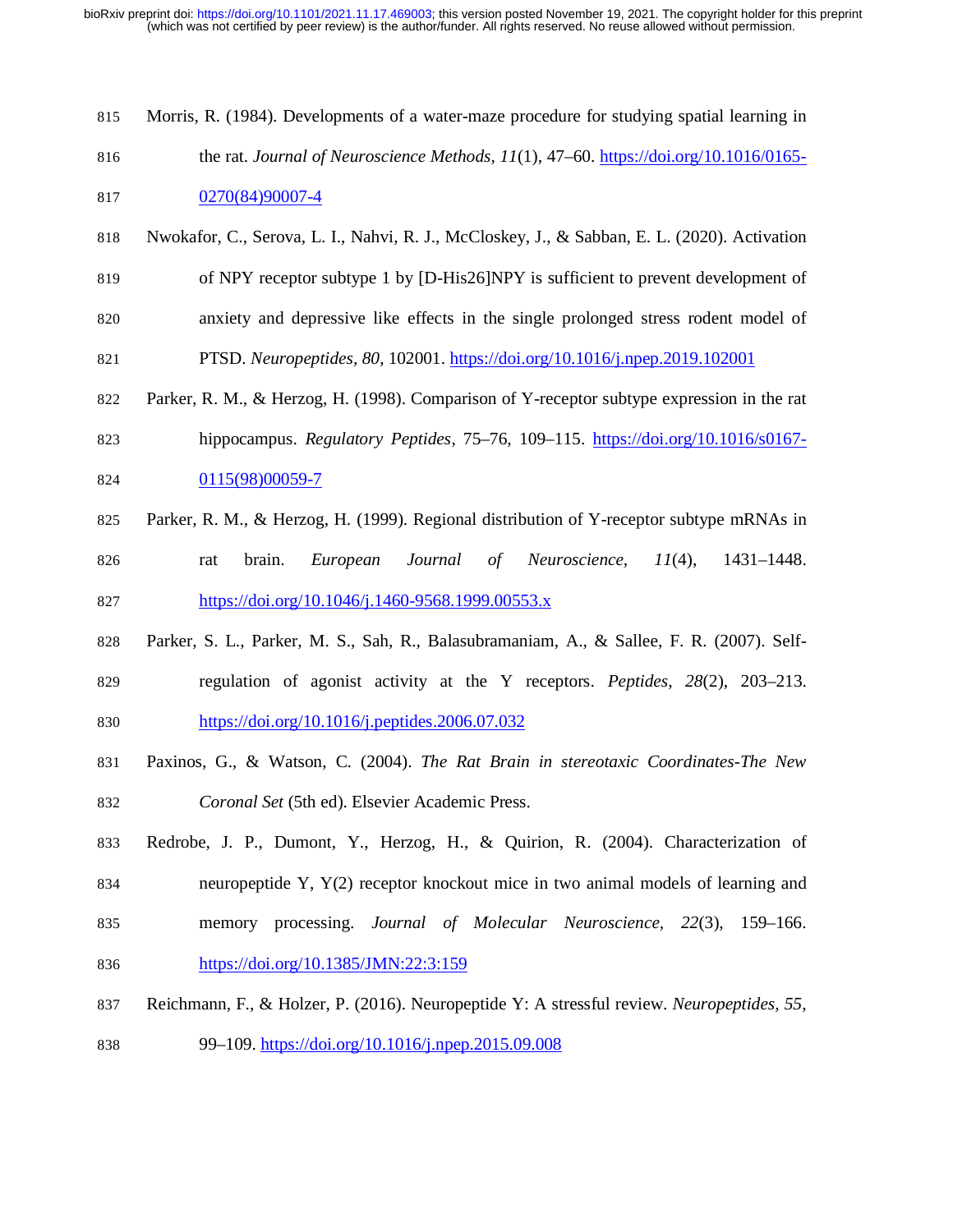Morris, R. (1984). Developments of a water-maze procedure for studying spatial learning in the rat. *Journal of Neuroscience Methods*, *11*(1), 47–60. https://doi.org/10.1016/0165-0270(84)90007-4

Nwokafor, C., Serova, L. I., Nahvi, R. J., McCloskey, J., & Sabban, E. L. (2020). Activation of NPY receptor subtype 1 by [D-His26]NPY is sufficient to prevent development of anxiety and depressive like effects in the single prolonged stress rodent model of PTSD. *Neuropeptides*, *80*, 102001. https://doi.org/10.1016/j.npep.2019.102001

Parker, R. M., & Herzog, H. (1998). Comparison of Y-receptor subtype expression in the rat hippocampus. *Regulatory Peptides*, 75–76, 109–115. https://doi.org/10.1016/s0167-0115(98)00059-7

Parker, R. M., & Herzog, H. (1999). Regional distribution of Y-receptor subtype mRNAs in rat brain. *European Journal of Neuroscience*, *11*(4), 1431–1448. https://doi.org/10.1046/j.1460-9568.1999.00553.x

Parker, S. L., Parker, M. S., Sah, R., Balasubramaniam, A., & Sallee, F. R. (2007). Self-regulation of agonist activity at the Y receptors. *Peptides*, *28*(2), 203–213. https://doi.org/10.1016/j.peptides.2006.07.032

Paxinos, G., & Watson, C. (2004). *The Rat Brain in stereotaxic Coordinates-The New Coronal Set* (5th ed). Elsevier Academic Press.

Redrobe, J. P., Dumont, Y., Herzog, H., & Quirion, R. (2004). Characterization of neuropeptide Y, Y(2) receptor knockout mice in two animal models of learning and memory processing. *Journal of Molecular Neuroscience*, *22*(3), 159–166. https://doi.org/10.1385/JMN:22:3:159

Reichmann, F., & Holzer, P. (2016). Neuropeptide Y: A stressful review. *Neuropeptides*, *55*, 99–109. https://doi.org/10.1016/j.npep.2015.09.008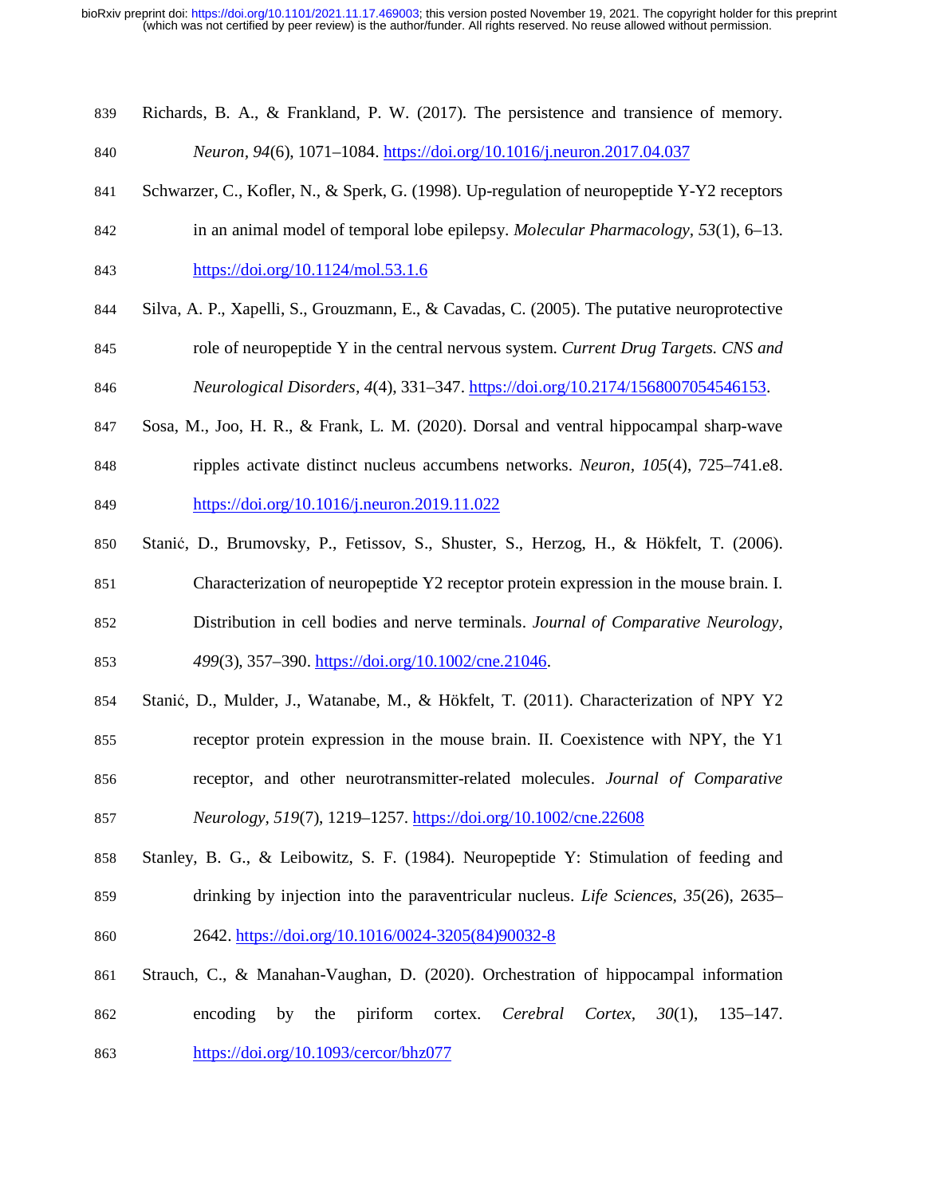Richards, B. A., & Frankland, P. W. (2017). The persistence and transience of memory. *Neuron*, *94*(6), 1071–1084. https://doi.org/10.1016/j.neuron.2017.04.037

Schwarzer, C., Kofler, N., & Sperk, G. (1998). Up-regulation of neuropeptide Y-Y2 receptors in an animal model of temporal lobe epilepsy. *Molecular Pharmacology*, *53*(1), 6–13. https://doi.org/10.1124/mol.53.1.6

Silva, A. P., Xapelli, S., Grouzmann, E., & Cavadas, C. (2005). The putative neuroprotective role of neuropeptide Y in the central nervous system. *Current Drug Targets. CNS and Neurological Disorders*, *4*(4), 331–347. https://doi.org/10.2174/1568007054546153.

Sosa, M., Joo, H. R., & Frank, L. M. (2020). Dorsal and ventral hippocampal sharp-wave ripples activate distinct nucleus accumbens networks. *Neuron*, *105*(4), 725–741.e8. https://doi.org/10.1016/j.neuron.2019.11.022

Stanić, D., Brumovsky, P., Fetissov, S., Shuster, S., Herzog, H., & Hökfelt, T. (2006). Characterization of neuropeptide Y2 receptor protein expression in the mouse brain. I. Distribution in cell bodies and nerve terminals. *Journal of Comparative Neurology*, *499*(3), 357–390. https://doi.org/10.1002/cne.21046.

Stanić, D., Mulder, J., Watanabe, M., & Hökfelt, T. (2011). Characterization of NPY Y2 receptor protein expression in the mouse brain. II. Coexistence with NPY, the Y1 receptor, and other neurotransmitter-related molecules. *Journal of Comparative Neurology*, *519*(7), 1219–1257. https://doi.org/10.1002/cne.22608

Stanley, B. G., & Leibowitz, S. F. (1984). Neuropeptide Y: Stimulation of feeding and drinking by injection into the paraventricular nucleus. *Life Sciences*, *35*(26), 2635–2642. https://doi.org/10.1016/0024-3205(84)90032-8

Strauch, C., & Manahan-Vaughan, D. (2020). Orchestration of hippocampal information encoding by the piriform cortex. *Cerebral Cortex*, *30*(1), 135–147. https://doi.org/10.1093/cercor/bhz077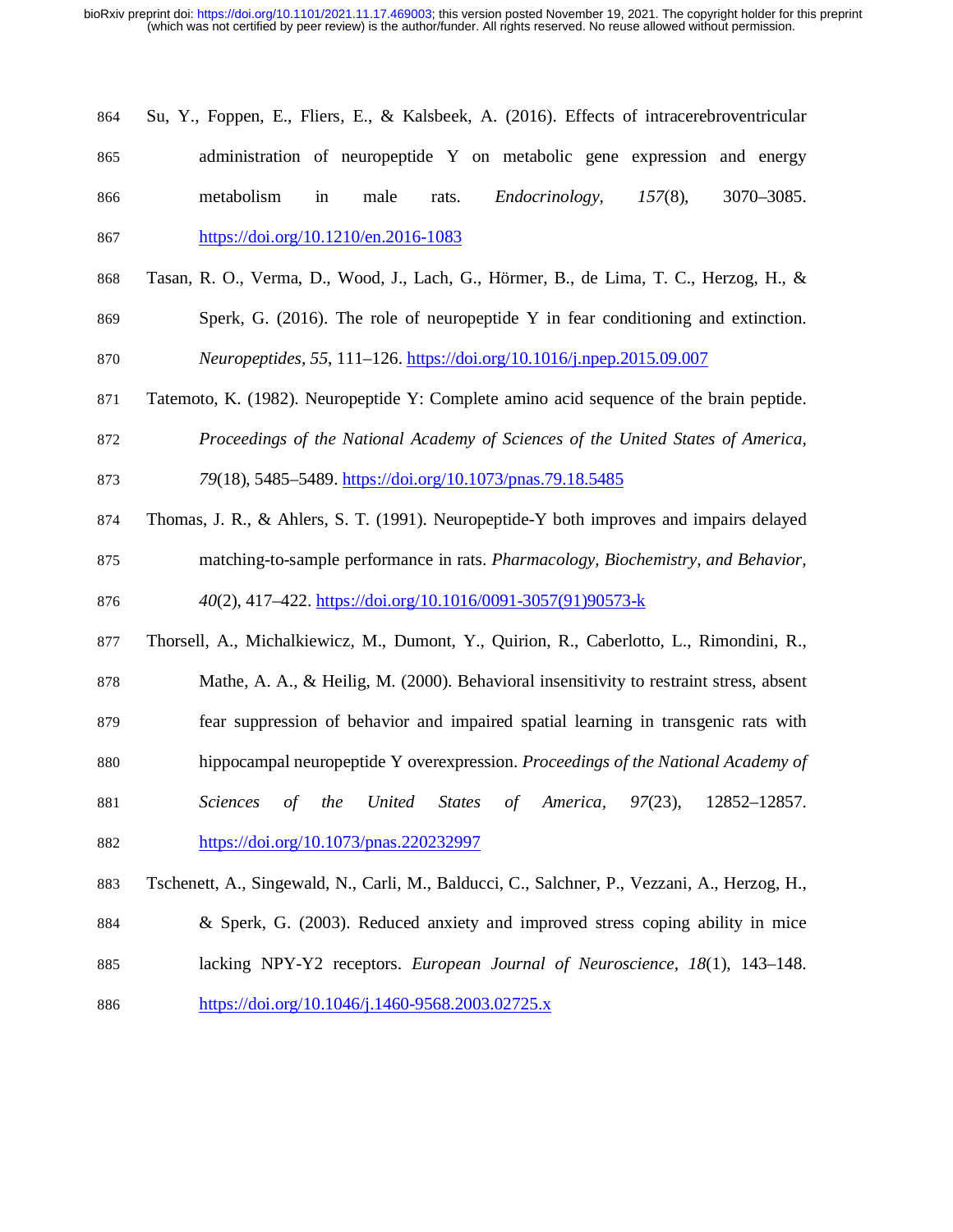Su, Y., Foppen, E., Fliers, E., & Kalsbeek, A. (2016). Effects of intracerebroventricular administration of neuropeptide Y on metabolic gene expression and energy metabolism in male rats. *Endocrinology, 157*(8), 3070–3085. https://doi.org/10.1210/en.2016-1083

Tasan, R. O., Verma, D., Wood, J., Lach, G., Hörmer, B., de Lima, T. C., Herzog, H., & Sperk, G. (2016). The role of neuropeptide Y in fear conditioning and extinction. *Neuropeptides, 55*, 111–126. https://doi.org/10.1016/j.npep.2015.09.007

Tatemoto, K. (1982). Neuropeptide Y: Complete amino acid sequence of the brain peptide. *Proceedings of the National Academy of Sciences of the United States of America, 79*(18), 5485–5489. https://doi.org/10.1073/pnas.79.18.5485

Thomas, J. R., & Ahlers, S. T. (1991). Neuropeptide-Y both improves and impairs delayed matching-to-sample performance in rats. *Pharmacology, Biochemistry, and Behavior, 40*(2), 417–422. https://doi.org/10.1016/0091-3057(91)90573-k

Thorsell, A., Michalkiewicz, M., Dumont, Y., Quirion, R., Caberlotto, L., Rimondini, R., Mathe, A. A., & Heilig, M. (2000). Behavioral insensitivity to restraint stress, absent fear suppression of behavior and impaired spatial learning in transgenic rats with hippocampal neuropeptide Y overexpression. *Proceedings of the National Academy of Sciences of the United States of America, 97*(23), 12852–12857. https://doi.org/10.1073/pnas.220232997

Tschenett, A., Singewald, N., Carli, M., Balducci, C., Salchner, P., Vezzani, A., Herzog, H., & Sperk, G. (2003). Reduced anxiety and improved stress coping ability in mice lacking NPY-Y2 receptors. *European Journal of Neuroscience, 18*(1), 143–148. https://doi.org/10.1046/j.1460-9568.2003.02725.x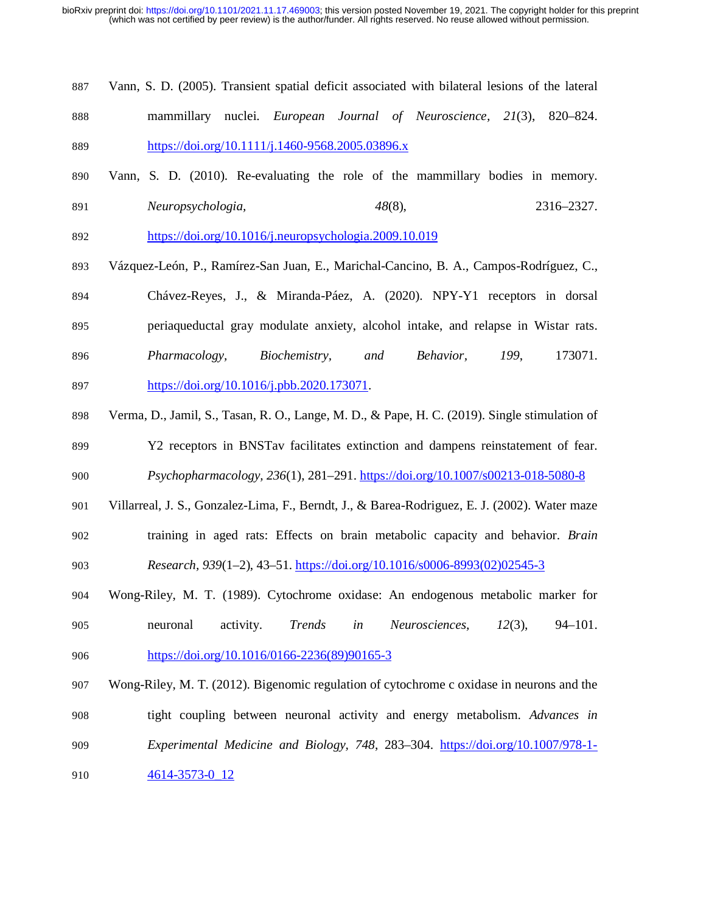Vann, S. D. (2005). Transient spatial deficit associated with bilateral lesions of the lateral mammillary nuclei. *European Journal of Neuroscience*, *21*(3), 820–824. https://doi.org/10.1111/j.1460-9568.2005.03896.x

Vann, S. D. (2010). Re-evaluating the role of the mammillary bodies in memory. *Neuropsychologia*, *48*(8), 2316–2327. https://doi.org/10.1016/j.neuropsychologia.2009.10.019

Vázquez-León, P., Ramírez-San Juan, E., Marichal-Cancino, B. A., Campos-Rodríguez, C., Chávez-Reyes, J., & Miranda-Páez, A. (2020). NPY-Y1 receptors in dorsal periaqueductal gray modulate anxiety, alcohol intake, and relapse in Wistar rats. *Pharmacology, Biochemistry, and Behavior*, *199*, 173071. https://doi.org/10.1016/j.pbb.2020.173071.

Verma, D., Jamil, S., Tasan, R. O., Lange, M. D., & Pape, H. C. (2019). Single stimulation of Y2 receptors in BNSTav facilitates extinction and dampens reinstatement of fear. *Psychopharmacology*, *236*(1), 281–291. https://doi.org/10.1007/s00213-018-5080-8

Villarreal, J. S., Gonzalez-Lima, F., Berndt, J., & Barea-Rodriguez, E. J. (2002). Water maze training in aged rats: Effects on brain metabolic capacity and behavior. *Brain Research*, *939*(1–2), 43–51. https://doi.org/10.1016/s0006-8993(02)02545-3

Wong-Riley, M. T. (1989). Cytochrome oxidase: An endogenous metabolic marker for neuronal activity. *Trends in Neurosciences*, *12*(3), 94–101. https://doi.org/10.1016/0166-2236(89)90165-3

Wong-Riley, M. T. (2012). Bigenomic regulation of cytochrome c oxidase in neurons and the tight coupling between neuronal activity and energy metabolism. *Advances in Experimental Medicine and Biology*, *748*, 283–304. https://doi.org/10.1007/978-1-4614-3573-0_12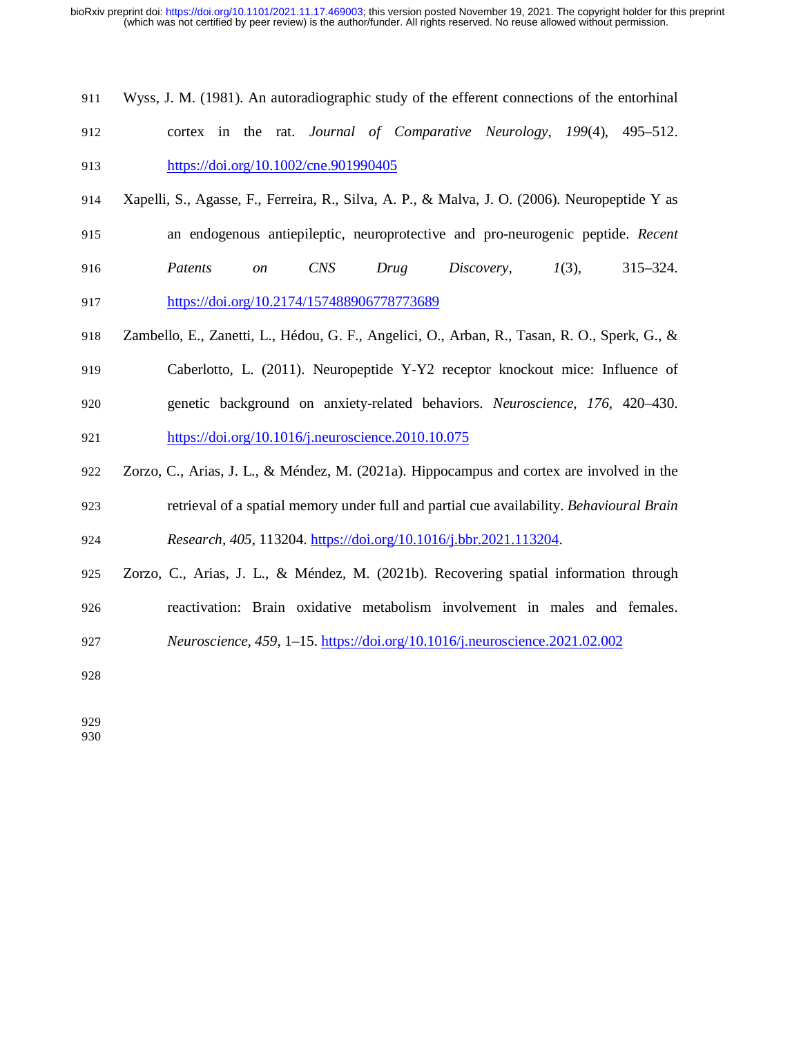Wyss, J. M. (1981). An autoradiographic study of the efferent connections of the entorhinal cortex in the rat. *Journal of Comparative Neurology*, *199*(4), 495–512. https://doi.org/10.1002/cne.901990405

Xapelli, S., Agasse, F., Ferreira, R., Silva, A. P., & Malva, J. O. (2006). Neuropeptide Y as an endogenous antiepileptic, neuroprotective and pro-neurogenic peptide. *Recent Patents on CNS Drug Discovery*, *1*(3), 315–324. https://doi.org/10.2174/157488906778773689

Zambello, E., Zanetti, L., Hédou, G. F., Angelici, O., Arban, R., Tasan, R. O., Sperk, G., & Caberlotto, L. (2011). Neuropeptide Y-Y2 receptor knockout mice: Influence of genetic background on anxiety-related behaviors. *Neuroscience, 176*, 420–430. https://doi.org/10.1016/j.neuroscience.2010.10.075

Zorzo, C., Arias, J. L., & Méndez, M. (2021a). Hippocampus and cortex are involved in the retrieval of a spatial memory under full and partial cue availability. *Behavioural Brain Research, 405*, 113204. https://doi.org/10.1016/j.bbr.2021.113204.

Zorzo, C., Arias, J. L., & Méndez, M. (2021b). Recovering spatial information through reactivation: Brain oxidative metabolism involvement in males and females. *Neuroscience*, *459*, 1–15. https://doi.org/10.1016/j.neuroscience.2021.02.002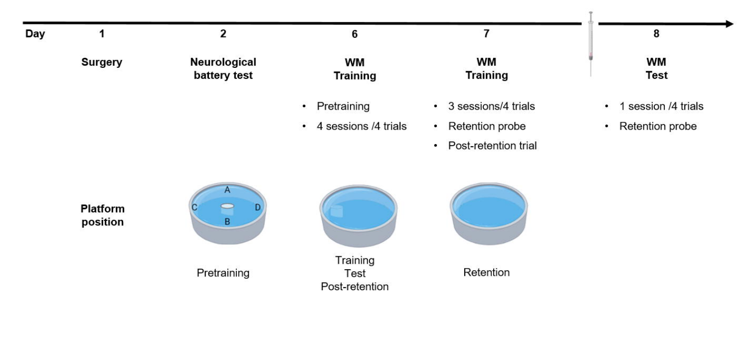| Day | 1 | 2 | 6 | 7 | 8 |
| --- | --- | --- | --- | --- | --- |
| | **Surgery** | **Neurological battery test** | **WM Training** | **WM Training** | **WM Test** |
| | | | • Pretraining<br>• 4 sessions /4 trials | • 3 sessions/4 trials<br>• Retention probe<br>• Post-retention trial | • 1 session /4 trials<br>• Retention probe |

**Platform position**

Pretraining

Training
Test
Post-retention

Retention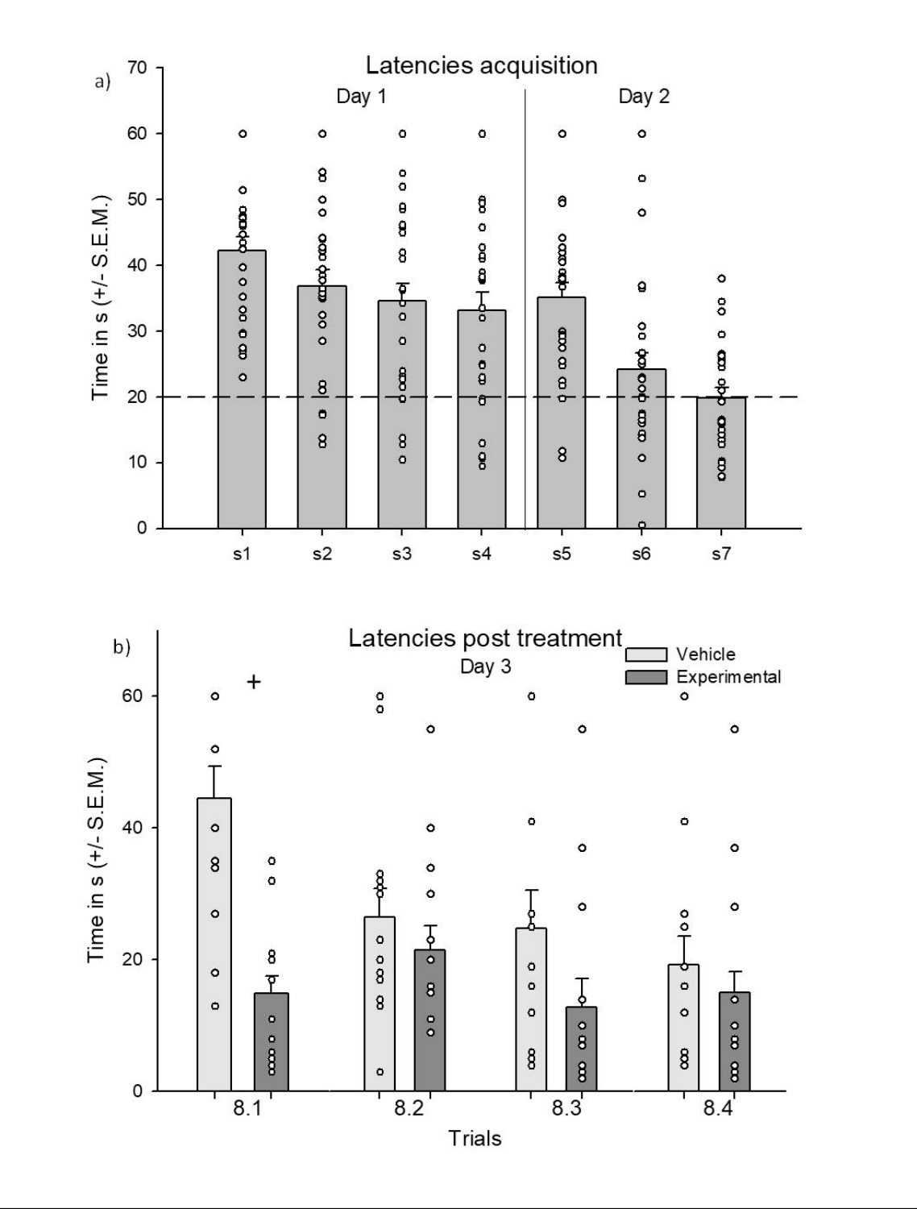a)

**Latencies acquisition**

Day 1 | Day 2

Time in s (+/- S.E.M.)

s1 s2 s3 s4 s5 s6 s7

b)

**Latencies post treatment**

Day 3

Vehicle

Experimental

+

Time in s (+/- S.E.M.)

8.1 8.2 8.3 8.4

Trials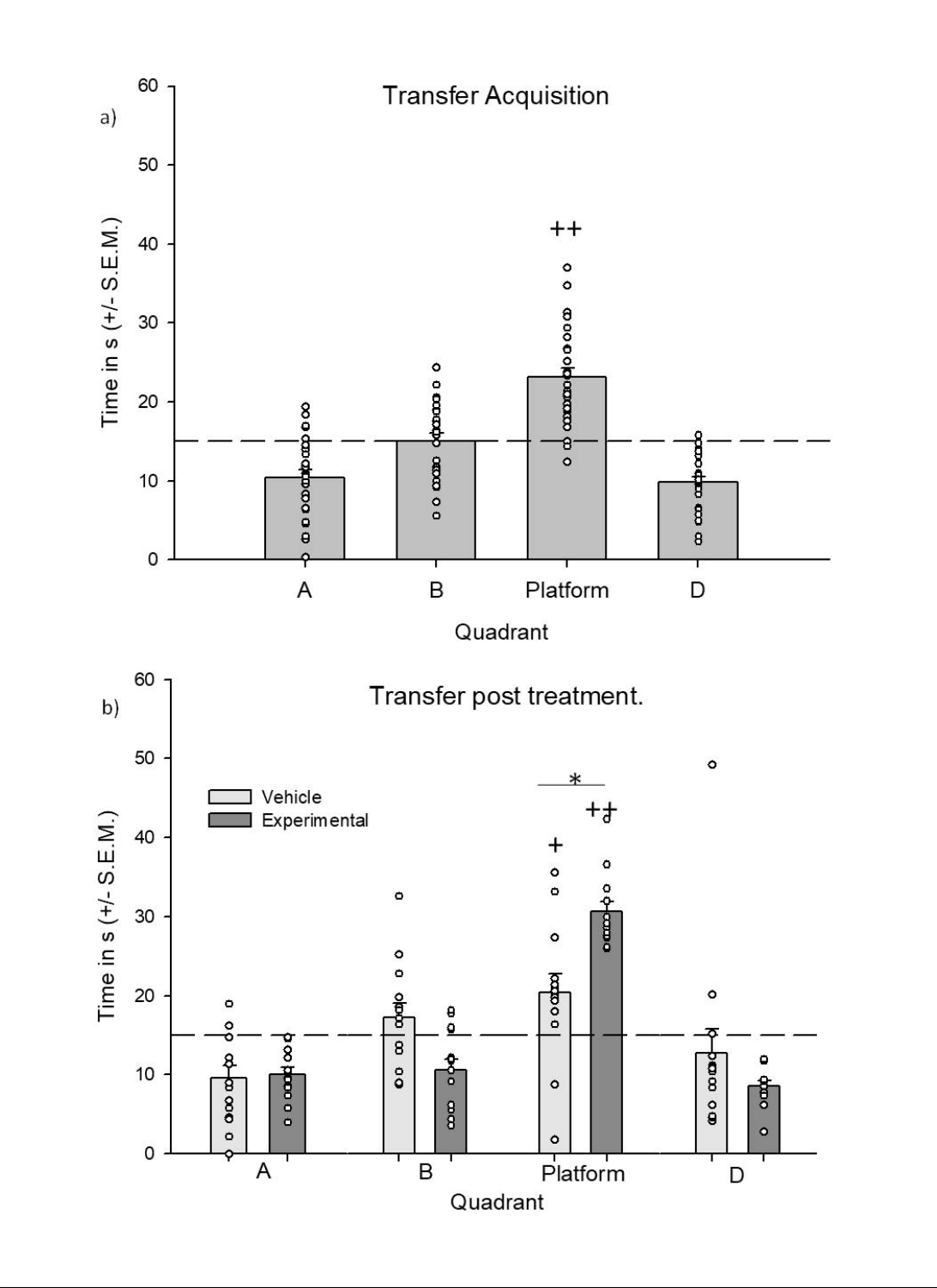a)

Transfer Acquisition

Time in s (+/- S.E.M.)

Quadrant: A, B, Platform, D

++

b)

Transfer post treatment.

Time in s (+/- S.E.M.)

Vehicle

Experimental

Quadrant: A, B, Platform, D

*

+

++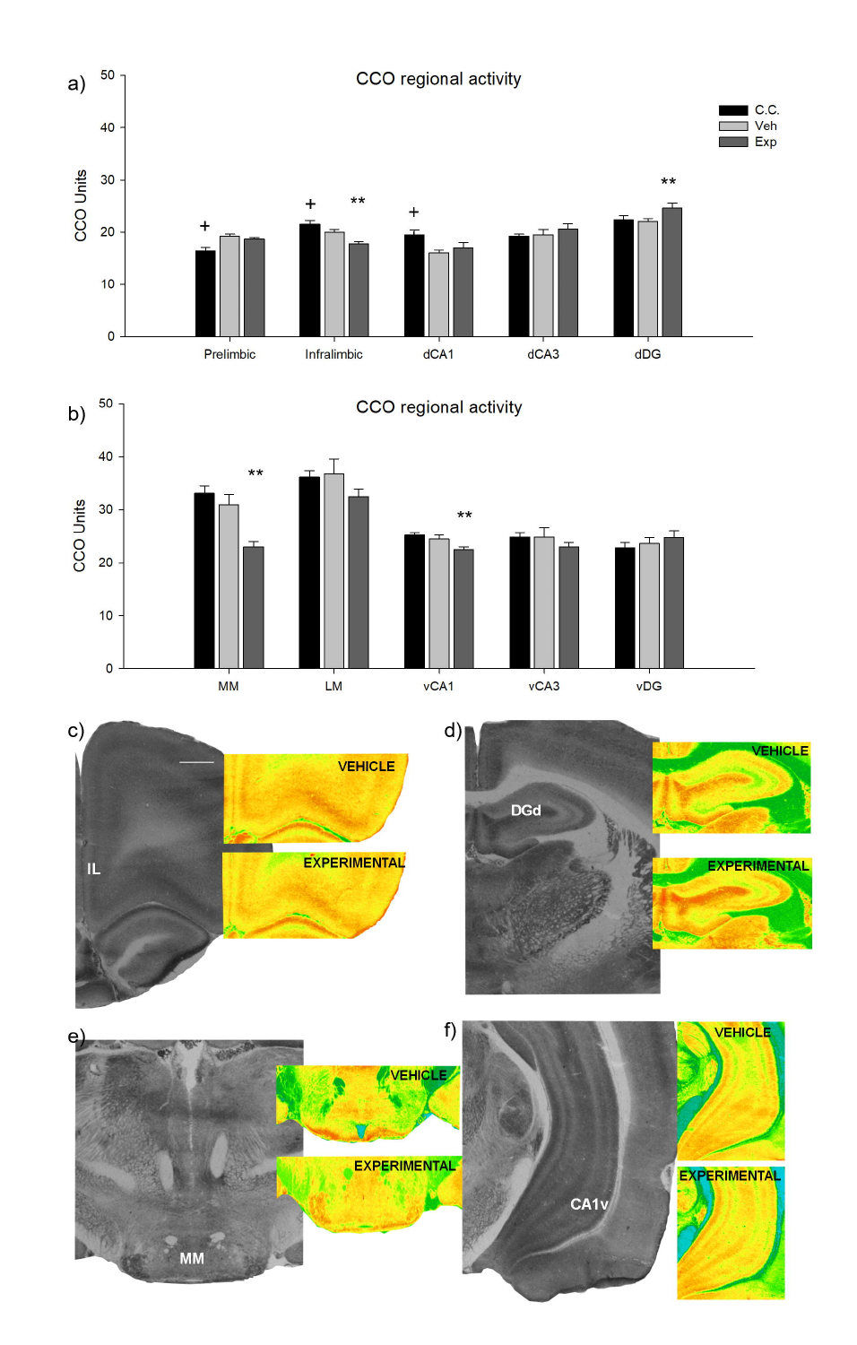a) CCO regional activity

CCO Units

C.C.
Veh
Exp

Prelimbic, Infralimbic, dCA1, dCA3, dDG

b) CCO regional activity

CCO Units

MM, LM, vCA1, vCA3, vDG

c) IL — VEHICLE, EXPERIMENTAL

d) DGd — VEHICLE, EXPERIMENTAL

e) MM — VEHICLE, EXPERIMENTAL

f) CA1v — VEHICLE, EXPERIMENTAL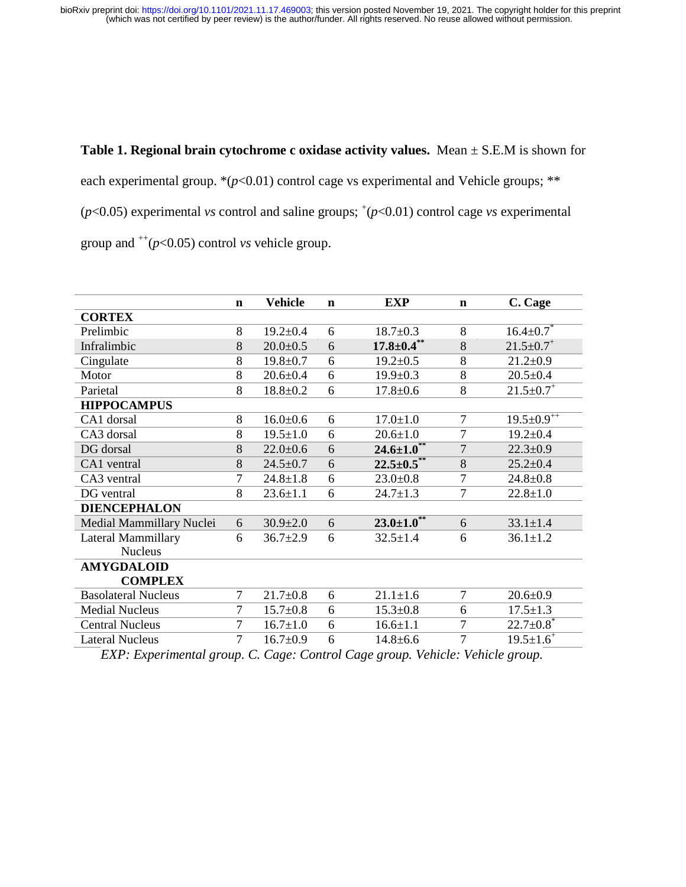**Table 1. Regional brain cytochrome c oxidase activity values.** Mean ± S.E.M is shown for each experimental group. *($p$<0.01) control cage vs experimental and Vehicle groups; ** ($p$<0.05) experimental *vs* control and saline groups; +($p$<0.01) control cage *vs* experimental group and ++($p$<0.05) control *vs* vehicle group.

| | n | Vehicle | n | EXP | n | C. Cage |
|---|---|---|---|---|---|---|
| **CORTEX** | | | | | | |
| Prelimbic | 8 | 19.2±0.4 | 6 | 18.7±0.3 | 8 | 16.4±0.7* |
| Infralimbic | 8 | 20.0±0.5 | 6 | **17.8±0.4**** | 8 | 21.5±0.7+ |
| Cingulate | 8 | 19.8±0.7 | 6 | 19.2±0.5 | 8 | 21.2±0.9 |
| Motor | 8 | 20.6±0.4 | 6 | 19.9±0.3 | 8 | 20.5±0.4 |
| Parietal | 8 | 18.8±0.2 | 6 | 17.8±0.6 | 8 | 21.5±0.7+ |
| **HIPPOCAMPUS** | | | | | | |
| CA1 dorsal | 8 | 16.0±0.6 | 6 | 17.0±1.0 | 7 | 19.5±0.9++ |
| CA3 dorsal | 8 | 19.5±1.0 | 6 | 20.6±1.0 | 7 | 19.2±0.4 |
| DG dorsal | 8 | 22.0±0.6 | 6 | **24.6±1.0**** | 7 | 22.3±0.9 |
| CA1 ventral | 8 | 24.5±0.7 | 6 | **22.5±0.5**** | 8 | 25.2±0.4 |
| CA3 ventral | 7 | 24.8±1.8 | 6 | 23.0±0.8 | 7 | 24.8±0.8 |
| DG ventral | 8 | 23.6±1.1 | 6 | 24.7±1.3 | 7 | 22.8±1.0 |
| **DIENCEPHALON** | | | | | | |
| Medial Mammillary Nuclei | 6 | 30.9±2.0 | 6 | **23.0±1.0**** | 6 | 33.1±1.4 |
| Lateral Mammillary Nucleus | 6 | 36.7±2.9 | 6 | 32.5±1.4 | 6 | 36.1±1.2 |
| **AMYGDALOID COMPLEX** | | | | | | |
| Basolateral Nucleus | 7 | 21.7±0.8 | 6 | 21.1±1.6 | 7 | 20.6±0.9 |
| Medial Nucleus | 7 | 15.7±0.8 | 6 | 15.3±0.8 | 6 | 17.5±1.3 |
| Central Nucleus | 7 | 16.7±1.0 | 6 | 16.6±1.1 | 7 | 22.7±0.8* |
| Lateral Nucleus | 7 | 16.7±0.9 | 6 | 14.8±6.6 | 7 | 19.5±1.6+ |

*EXP: Experimental group. C. Cage: Control Cage group. Vehicle: Vehicle group.*